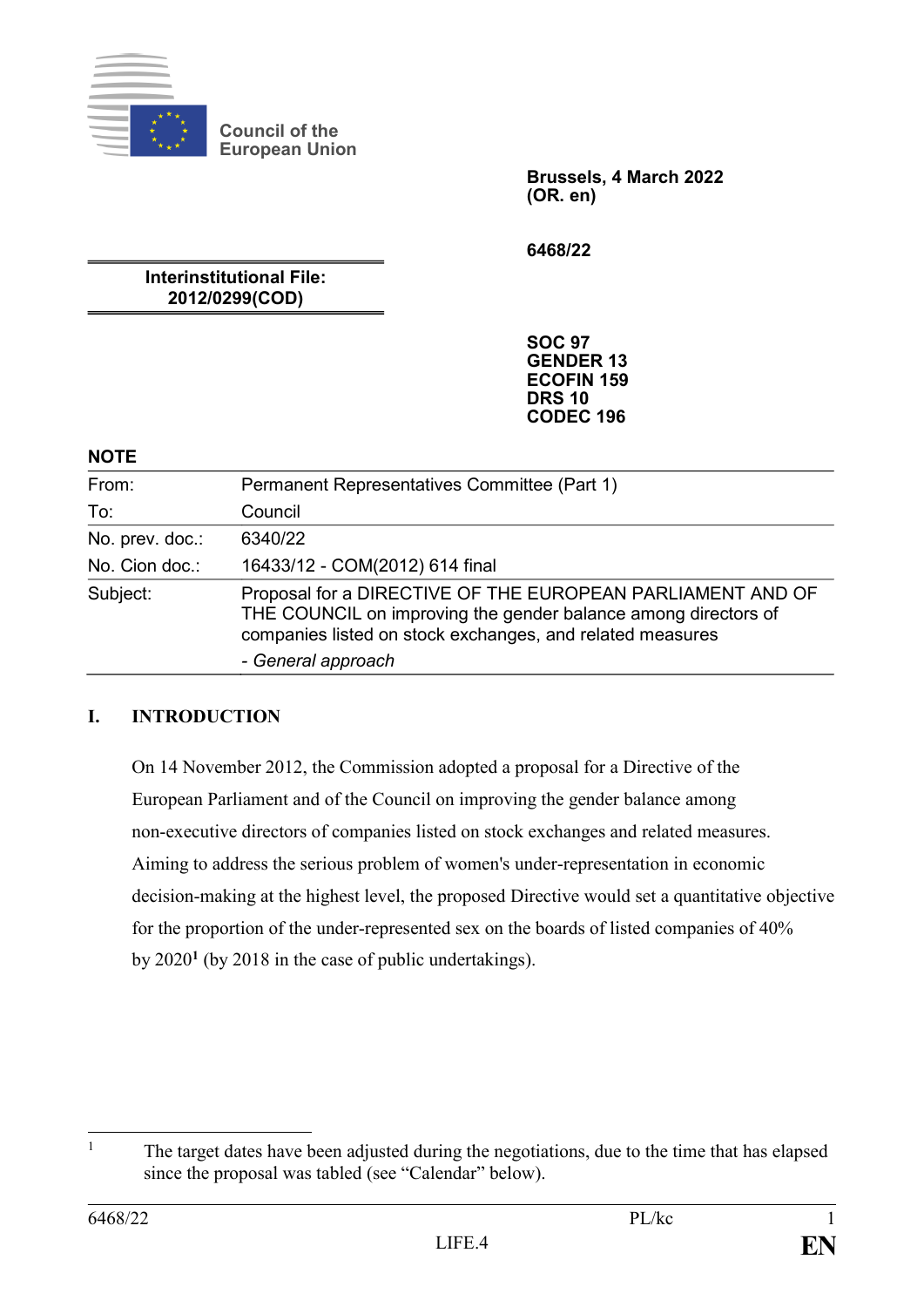Council of the European Union

**Brussels, 4 March 2022**
**(OR. en)**

**6468/22**

**Interinstitutional File:**
**2012/0299(COD)**

**SOC 97**
**GENDER 13**
**ECOFIN 159**
**DRS 10**
**CODEC 196**

**NOTE**

| | |
|---|---|
| From: | Permanent Representatives Committee (Part 1) |
| To: | Council |
| No. prev. doc.: | 6340/22 |
| No. Cion doc.: | 16433/12 - COM(2012) 614 final |
| Subject: | Proposal for a DIRECTIVE OF THE EUROPEAN PARLIAMENT AND OF THE COUNCIL on improving the gender balance among directors of companies listed on stock exchanges, and related measures<br>- *General approach* |

## I. INTRODUCTION

On 14 November 2012, the Commission adopted a proposal for a Directive of the European Parliament and of the Council on improving the gender balance among non-executive directors of companies listed on stock exchanges and related measures. Aiming to address the serious problem of women's under-representation in economic decision-making at the highest level, the proposed Directive would set a quantitative objective for the proportion of the under-represented sex on the boards of listed companies of 40% by 2020[1] (by 2018 in the case of public undertakings).

[1] The target dates have been adjusted during the negotiations, due to the time that has elapsed since the proposal was tabled (see "Calendar" below).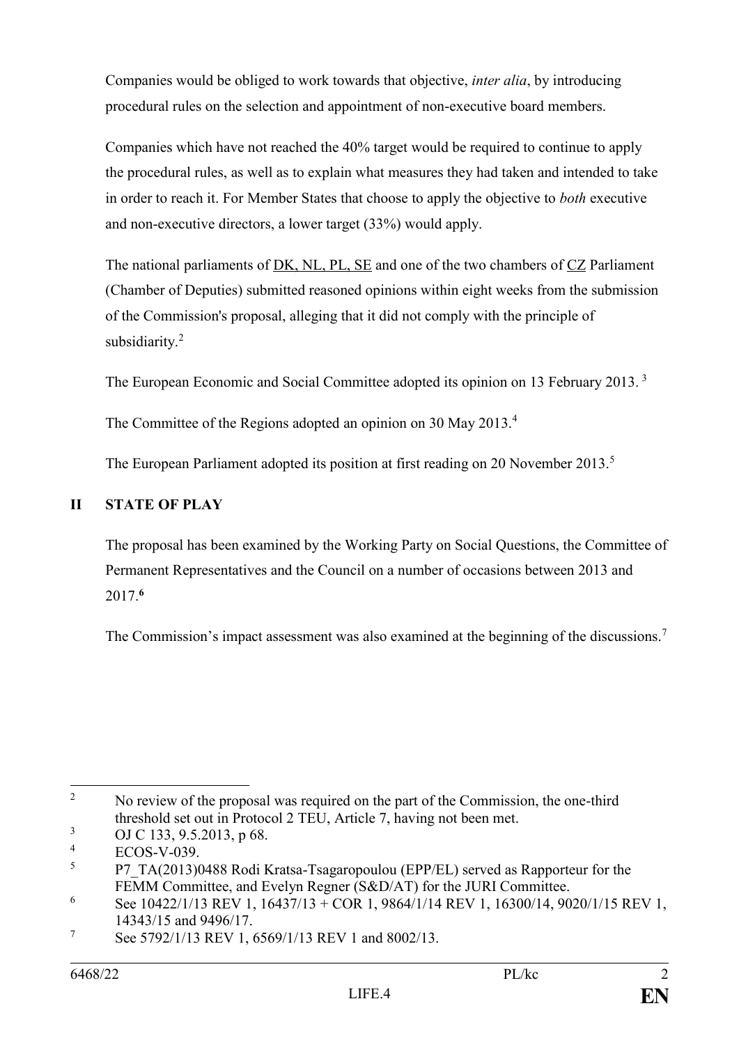Companies would be obliged to work towards that objective, *inter alia*, by introducing procedural rules on the selection and appointment of non-executive board members.

Companies which have not reached the 40% target would be required to continue to apply the procedural rules, as well as to explain what measures they had taken and intended to take in order to reach it. For Member States that choose to apply the objective to *both* executive and non-executive directors, a lower target (33%) would apply.

The national parliaments of DK, NL, PL, SE and one of the two chambers of CZ Parliament (Chamber of Deputies) submitted reasoned opinions within eight weeks from the submission of the Commission's proposal, alleging that it did not comply with the principle of subsidiarity.[2]

The European Economic and Social Committee adopted its opinion on 13 February 2013.[3]

The Committee of the Regions adopted an opinion on 30 May 2013.[4]

The European Parliament adopted its position at first reading on 20 November 2013.[5]

## II STATE OF PLAY

The proposal has been examined by the Working Party on Social Questions, the Committee of Permanent Representatives and the Council on a number of occasions between 2013 and 2017.[6]

The Commission's impact assessment was also examined at the beginning of the discussions.[7]

---

[2] No review of the proposal was required on the part of the Commission, the one-third threshold set out in Protocol 2 TEU, Article 7, having not been met.

[3] OJ C 133, 9.5.2013, p 68.

[4] ECOS-V-039.

[5] P7_TA(2013)0488 Rodi Kratsa-Tsagaropoulou (EPP/EL) served as Rapporteur for the FEMM Committee, and Evelyn Regner (S&D/AT) for the JURI Committee.

[6] See 10422/1/13 REV 1, 16437/13 + COR 1, 9864/1/14 REV 1, 16300/14, 9020/1/15 REV 1, 14343/15 and 9496/17.

[7] See 5792/1/13 REV 1, 6569/1/13 REV 1 and 8002/13.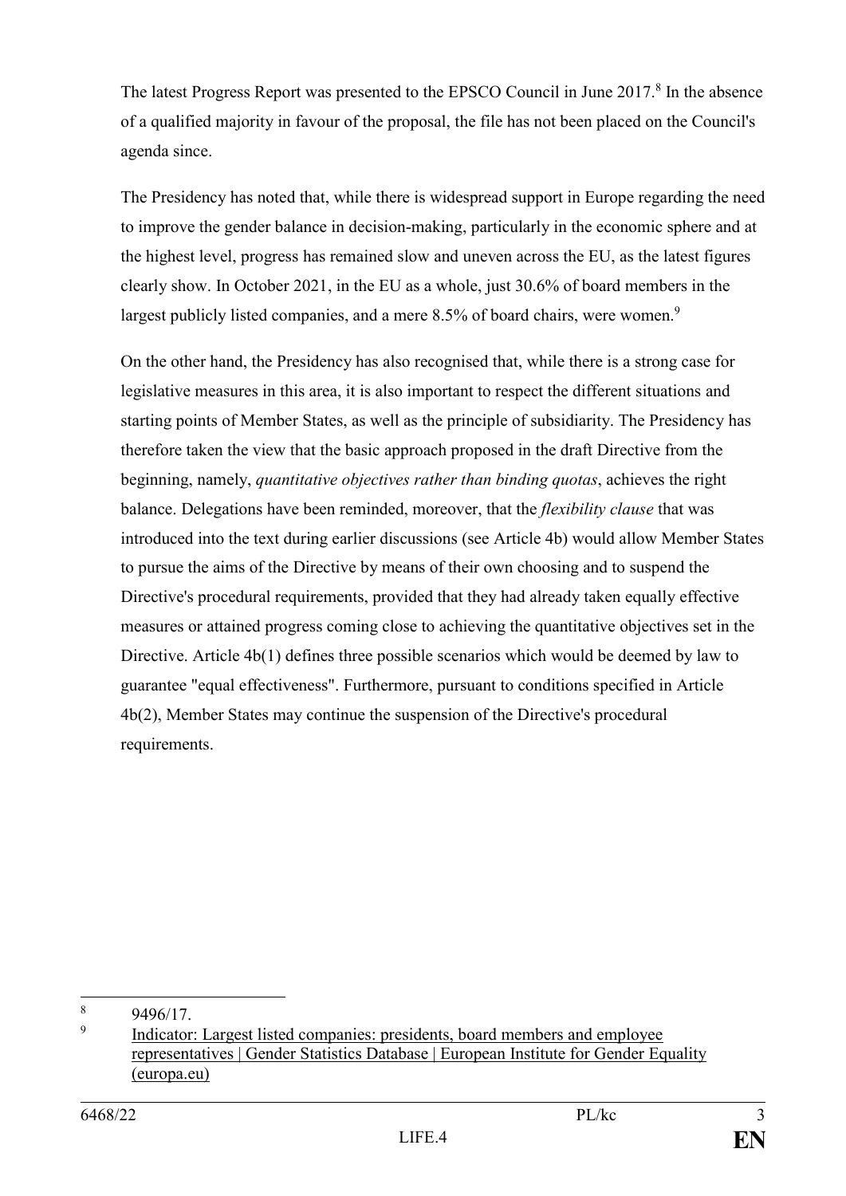The latest Progress Report was presented to the EPSCO Council in June 2017.[8] In the absence of a qualified majority in favour of the proposal, the file has not been placed on the Council's agenda since.

The Presidency has noted that, while there is widespread support in Europe regarding the need to improve the gender balance in decision-making, particularly in the economic sphere and at the highest level, progress has remained slow and uneven across the EU, as the latest figures clearly show. In October 2021, in the EU as a whole, just 30.6% of board members in the largest publicly listed companies, and a mere 8.5% of board chairs, were women.[9]

On the other hand, the Presidency has also recognised that, while there is a strong case for legislative measures in this area, it is also important to respect the different situations and starting points of Member States, as well as the principle of subsidiarity. The Presidency has therefore taken the view that the basic approach proposed in the draft Directive from the beginning, namely, *quantitative objectives rather than binding quotas*, achieves the right balance. Delegations have been reminded, moreover, that the *flexibility clause* that was introduced into the text during earlier discussions (see Article 4b) would allow Member States to pursue the aims of the Directive by means of their own choosing and to suspend the Directive's procedural requirements, provided that they had already taken equally effective measures or attained progress coming close to achieving the quantitative objectives set in the Directive. Article 4b(1) defines three possible scenarios which would be deemed by law to guarantee "equal effectiveness". Furthermore, pursuant to conditions specified in Article 4b(2), Member States may continue the suspension of the Directive's procedural requirements.

---

[8] 9496/17.

[9] Indicator: Largest listed companies: presidents, board members and employee representatives | Gender Statistics Database | European Institute for Gender Equality (europa.eu)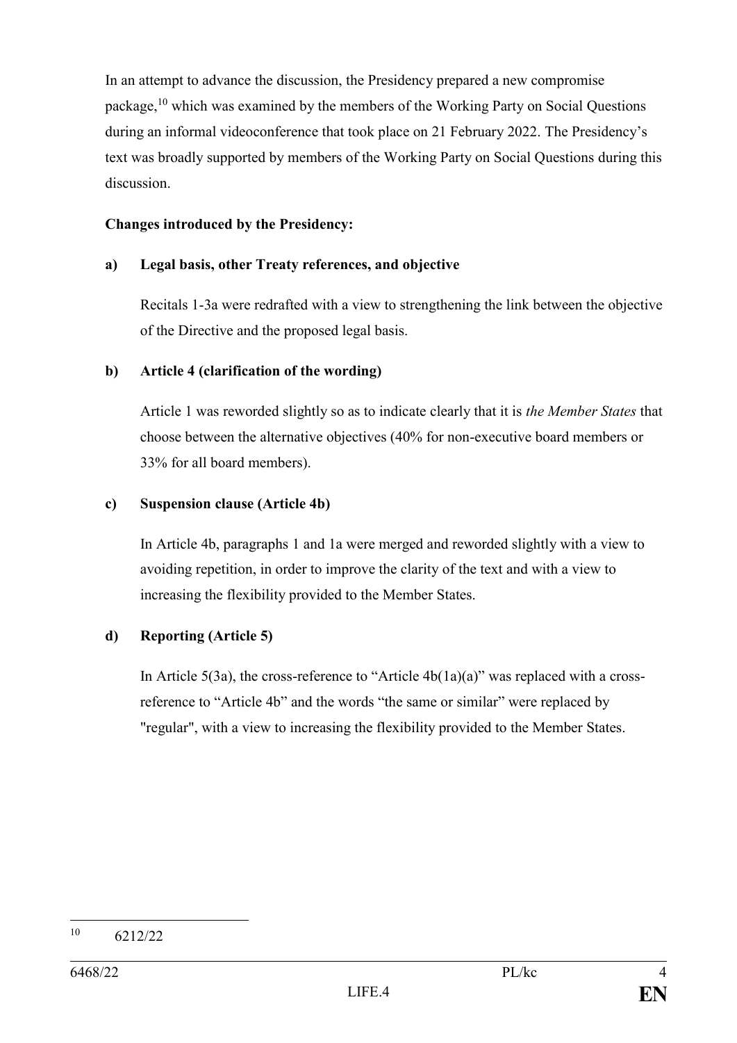In an attempt to advance the discussion, the Presidency prepared a new compromise package,[10] which was examined by the members of the Working Party on Social Questions during an informal videoconference that took place on 21 February 2022. The Presidency's text was broadly supported by members of the Working Party on Social Questions during this discussion.

**Changes introduced by the Presidency:**

**a) Legal basis, other Treaty references, and objective**

Recitals 1-3a were redrafted with a view to strengthening the link between the objective of the Directive and the proposed legal basis.

**b) Article 4 (clarification of the wording)**

Article 1 was reworded slightly so as to indicate clearly that it is *the Member States* that choose between the alternative objectives (40% for non-executive board members or 33% for all board members).

**c) Suspension clause (Article 4b)**

In Article 4b, paragraphs 1 and 1a were merged and reworded slightly with a view to avoiding repetition, in order to improve the clarity of the text and with a view to increasing the flexibility provided to the Member States.

**d) Reporting (Article 5)**

In Article 5(3a), the cross-reference to "Article 4b(1a)(a)" was replaced with a cross-reference to "Article 4b" and the words "the same or similar" were replaced by "regular", with a view to increasing the flexibility provided to the Member States.

---

[10] 6212/22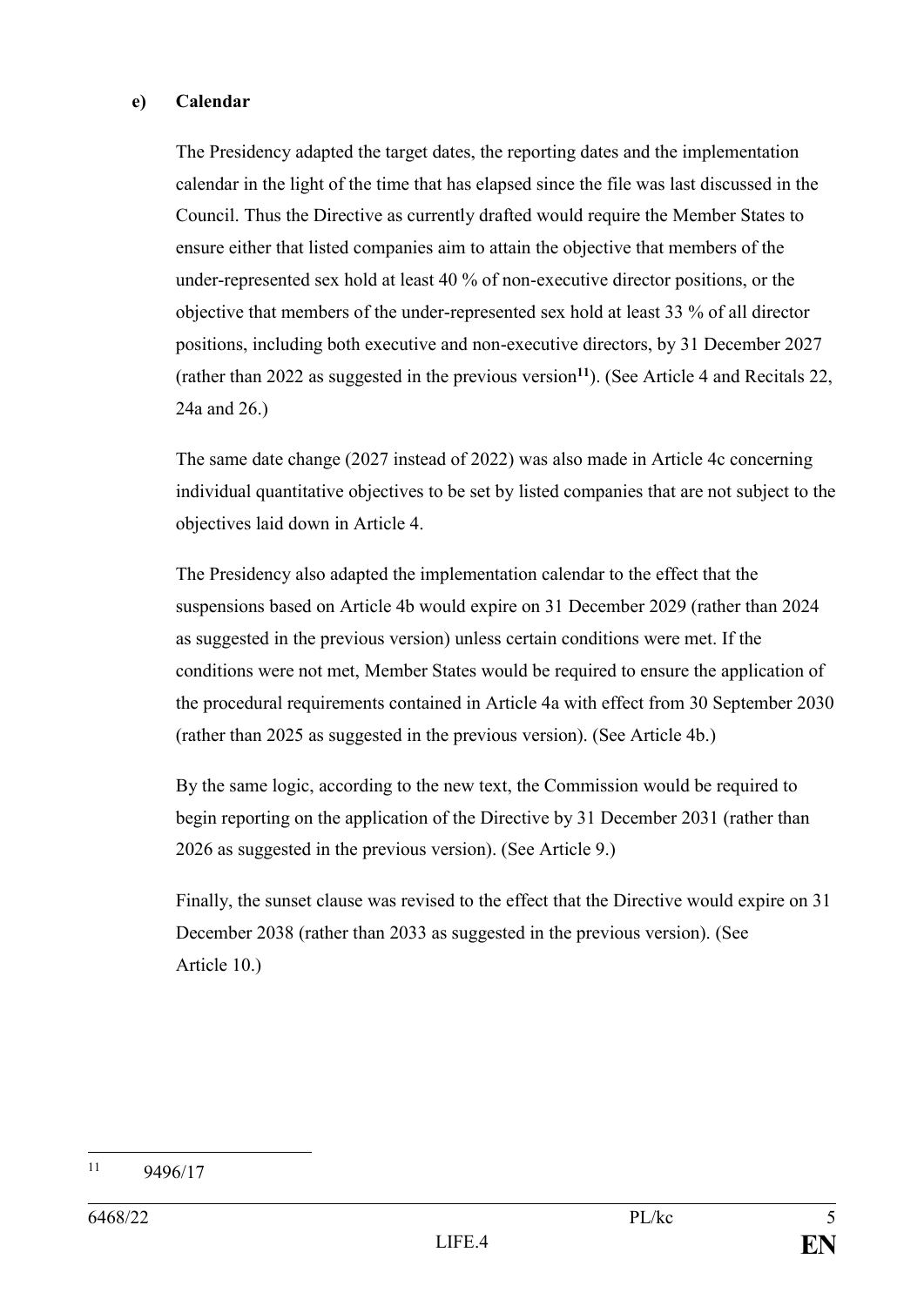**e) Calendar**

The Presidency adapted the target dates, the reporting dates and the implementation calendar in the light of the time that has elapsed since the file was last discussed in the Council. Thus the Directive as currently drafted would require the Member States to ensure either that listed companies aim to attain the objective that members of the under-represented sex hold at least 40 % of non-executive director positions, or the objective that members of the under-represented sex hold at least 33 % of all director positions, including both executive and non-executive directors, by 31 December 2027 (rather than 2022 as suggested in the previous version[11]). (See Article 4 and Recitals 22, 24a and 26.)

The same date change (2027 instead of 2022) was also made in Article 4c concerning individual quantitative objectives to be set by listed companies that are not subject to the objectives laid down in Article 4.

The Presidency also adapted the implementation calendar to the effect that the suspensions based on Article 4b would expire on 31 December 2029 (rather than 2024 as suggested in the previous version) unless certain conditions were met. If the conditions were not met, Member States would be required to ensure the application of the procedural requirements contained in Article 4a with effect from 30 September 2030 (rather than 2025 as suggested in the previous version). (See Article 4b.)

By the same logic, according to the new text, the Commission would be required to begin reporting on the application of the Directive by 31 December 2031 (rather than 2026 as suggested in the previous version). (See Article 9.)

Finally, the sunset clause was revised to the effect that the Directive would expire on 31 December 2038 (rather than 2033 as suggested in the previous version). (See Article 10.)

---

[11] 9496/17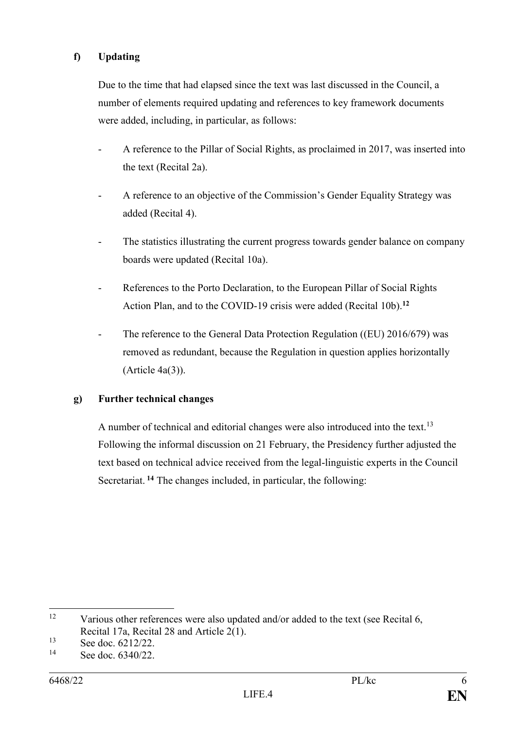**f) Updating**

Due to the time that had elapsed since the text was last discussed in the Council, a number of elements required updating and references to key framework documents were added, including, in particular, as follows:

- A reference to the Pillar of Social Rights, as proclaimed in 2017, was inserted into the text (Recital 2a).
- A reference to an objective of the Commission's Gender Equality Strategy was added (Recital 4).
- The statistics illustrating the current progress towards gender balance on company boards were updated (Recital 10a).
- References to the Porto Declaration, to the European Pillar of Social Rights Action Plan, and to the COVID-19 crisis were added (Recital 10b).[12]
- The reference to the General Data Protection Regulation ((EU) 2016/679) was removed as redundant, because the Regulation in question applies horizontally (Article 4a(3)).

**g) Further technical changes**

A number of technical and editorial changes were also introduced into the text.[13] Following the informal discussion on 21 February, the Presidency further adjusted the text based on technical advice received from the legal-linguistic experts in the Council Secretariat.[14] The changes included, in particular, the following:

---

[12] Various other references were also updated and/or added to the text (see Recital 6, Recital 17a, Recital 28 and Article 2(1).

[13] See doc. 6212/22.

[14] See doc. 6340/22.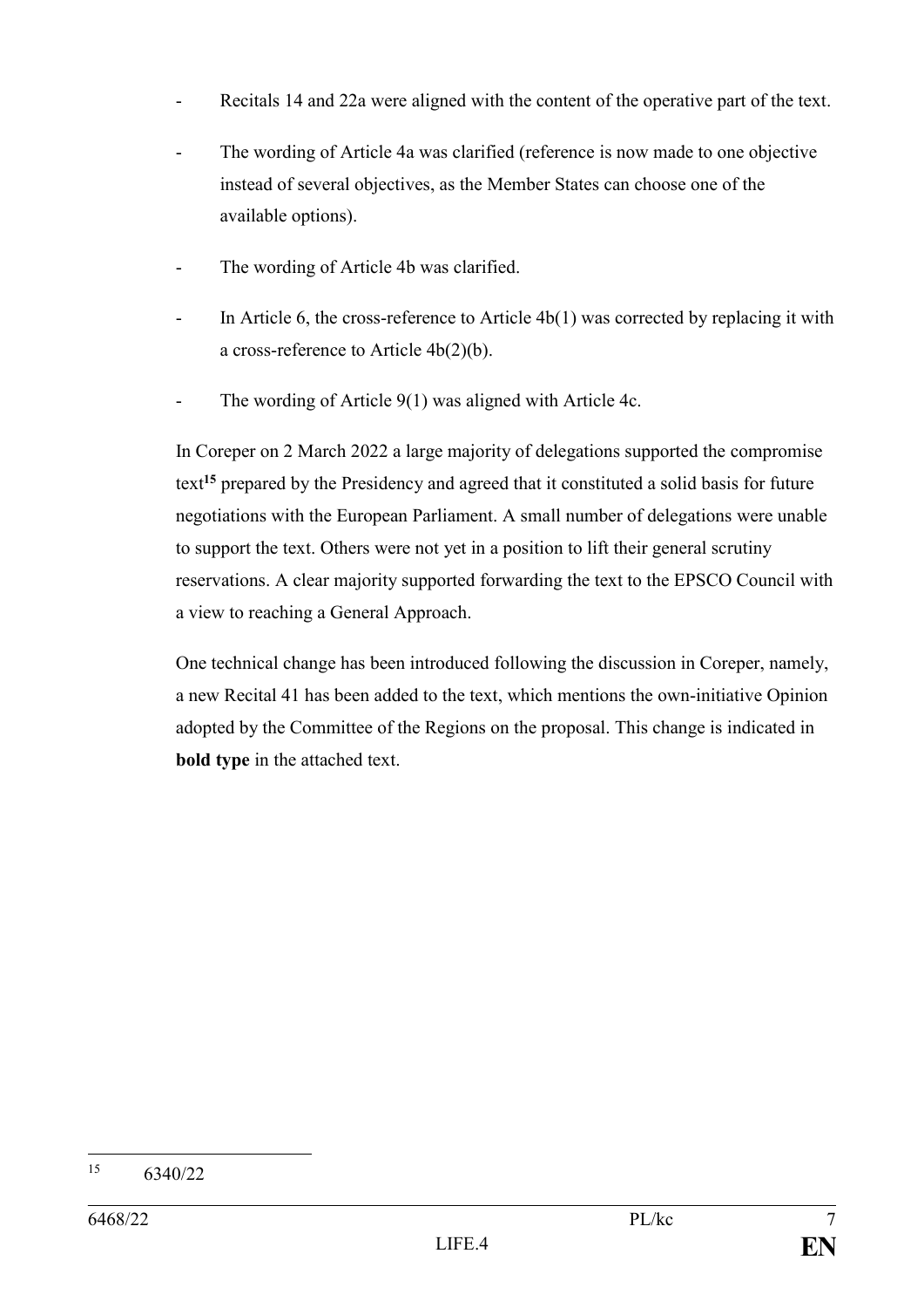- Recitals 14 and 22a were aligned with the content of the operative part of the text.
- The wording of Article 4a was clarified (reference is now made to one objective instead of several objectives, as the Member States can choose one of the available options).
- The wording of Article 4b was clarified.
- In Article 6, the cross-reference to Article 4b(1) was corrected by replacing it with a cross-reference to Article 4b(2)(b).
- The wording of Article 9(1) was aligned with Article 4c.

In Coreper on 2 March 2022 a large majority of delegations supported the compromise text[15] prepared by the Presidency and agreed that it constituted a solid basis for future negotiations with the European Parliament. A small number of delegations were unable to support the text. Others were not yet in a position to lift their general scrutiny reservations. A clear majority supported forwarding the text to the EPSCO Council with a view to reaching a General Approach.

One technical change has been introduced following the discussion in Coreper, namely, a new Recital 41 has been added to the text, which mentions the own-initiative Opinion adopted by the Committee of the Regions on the proposal. This change is indicated in **bold type** in the attached text.

---

[15] 6340/22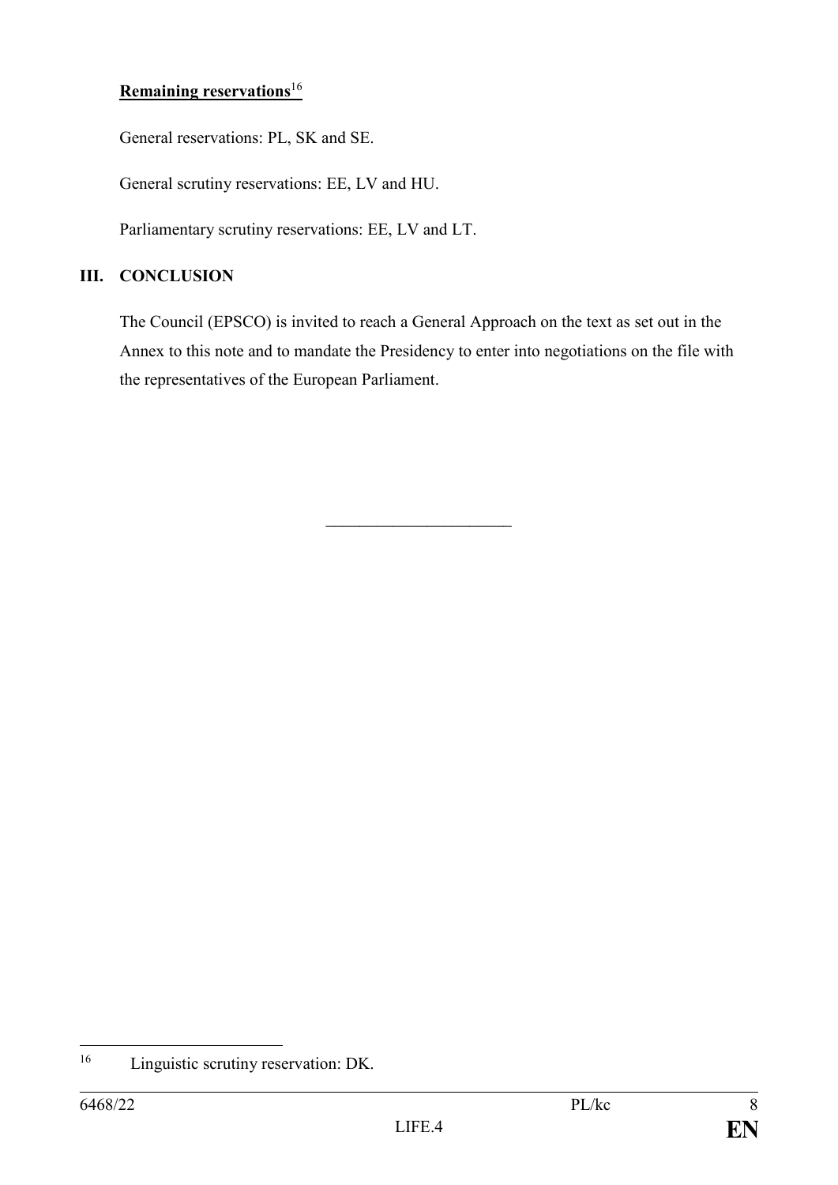**Remaining reservations**[16]

General reservations: PL, SK and SE.

General scrutiny reservations: EE, LV and HU.

Parliamentary scrutiny reservations: EE, LV and LT.

## III. CONCLUSION

The Council (EPSCO) is invited to reach a General Approach on the text as set out in the Annex to this note and to mandate the Presidency to enter into negotiations on the file with the representatives of the European Parliament.

---

[16] Linguistic scrutiny reservation: DK.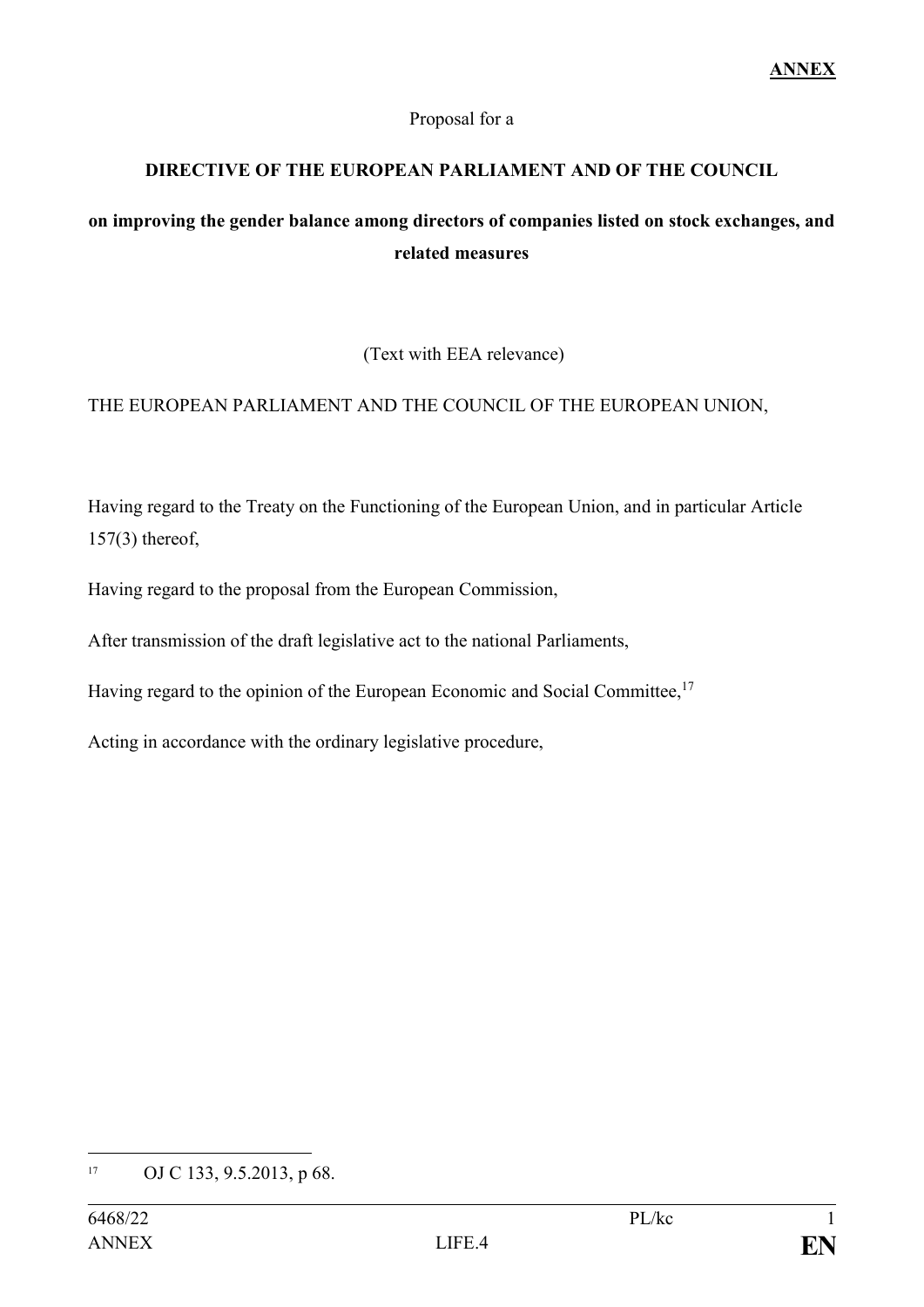**ANNEX**

Proposal for a

**DIRECTIVE OF THE EUROPEAN PARLIAMENT AND OF THE COUNCIL**

**on improving the gender balance among directors of companies listed on stock exchanges, and related measures**

(Text with EEA relevance)

THE EUROPEAN PARLIAMENT AND THE COUNCIL OF THE EUROPEAN UNION,

Having regard to the Treaty on the Functioning of the European Union, and in particular Article 157(3) thereof,

Having regard to the proposal from the European Commission,

After transmission of the draft legislative act to the national Parliaments,

Having regard to the opinion of the European Economic and Social Committee,[17]

Acting in accordance with the ordinary legislative procedure,

---

[17] OJ C 133, 9.5.2013, p 68.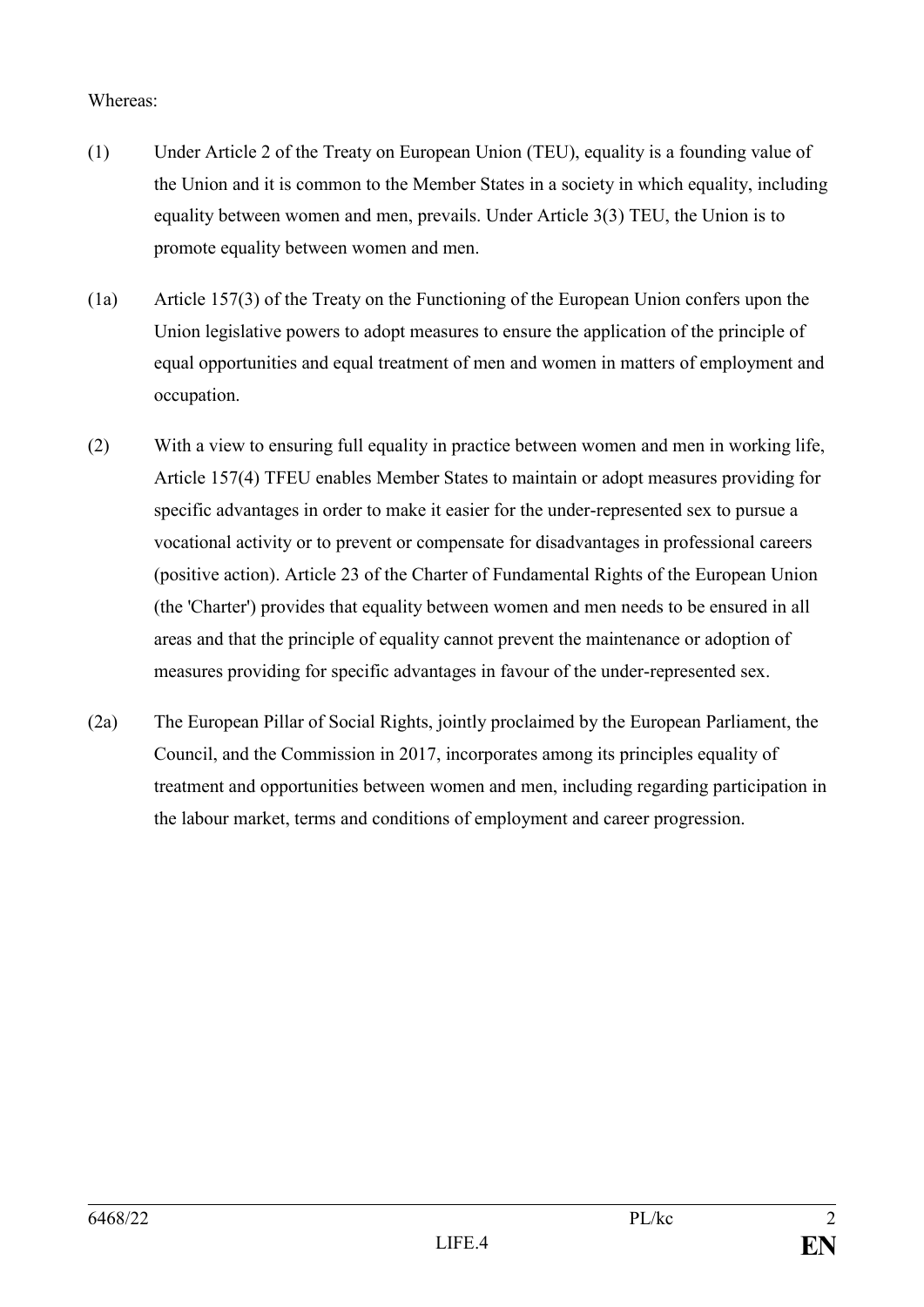Whereas:

(1) Under Article 2 of the Treaty on European Union (TEU), equality is a founding value of the Union and it is common to the Member States in a society in which equality, including equality between women and men, prevails. Under Article 3(3) TEU, the Union is to promote equality between women and men.

(1a) Article 157(3) of the Treaty on the Functioning of the European Union confers upon the Union legislative powers to adopt measures to ensure the application of the principle of equal opportunities and equal treatment of men and women in matters of employment and occupation.

(2) With a view to ensuring full equality in practice between women and men in working life, Article 157(4) TFEU enables Member States to maintain or adopt measures providing for specific advantages in order to make it easier for the under-represented sex to pursue a vocational activity or to prevent or compensate for disadvantages in professional careers (positive action). Article 23 of the Charter of Fundamental Rights of the European Union (the 'Charter') provides that equality between women and men needs to be ensured in all areas and that the principle of equality cannot prevent the maintenance or adoption of measures providing for specific advantages in favour of the under-represented sex.

(2a) The European Pillar of Social Rights, jointly proclaimed by the European Parliament, the Council, and the Commission in 2017, incorporates among its principles equality of treatment and opportunities between women and men, including regarding participation in the labour market, terms and conditions of employment and career progression.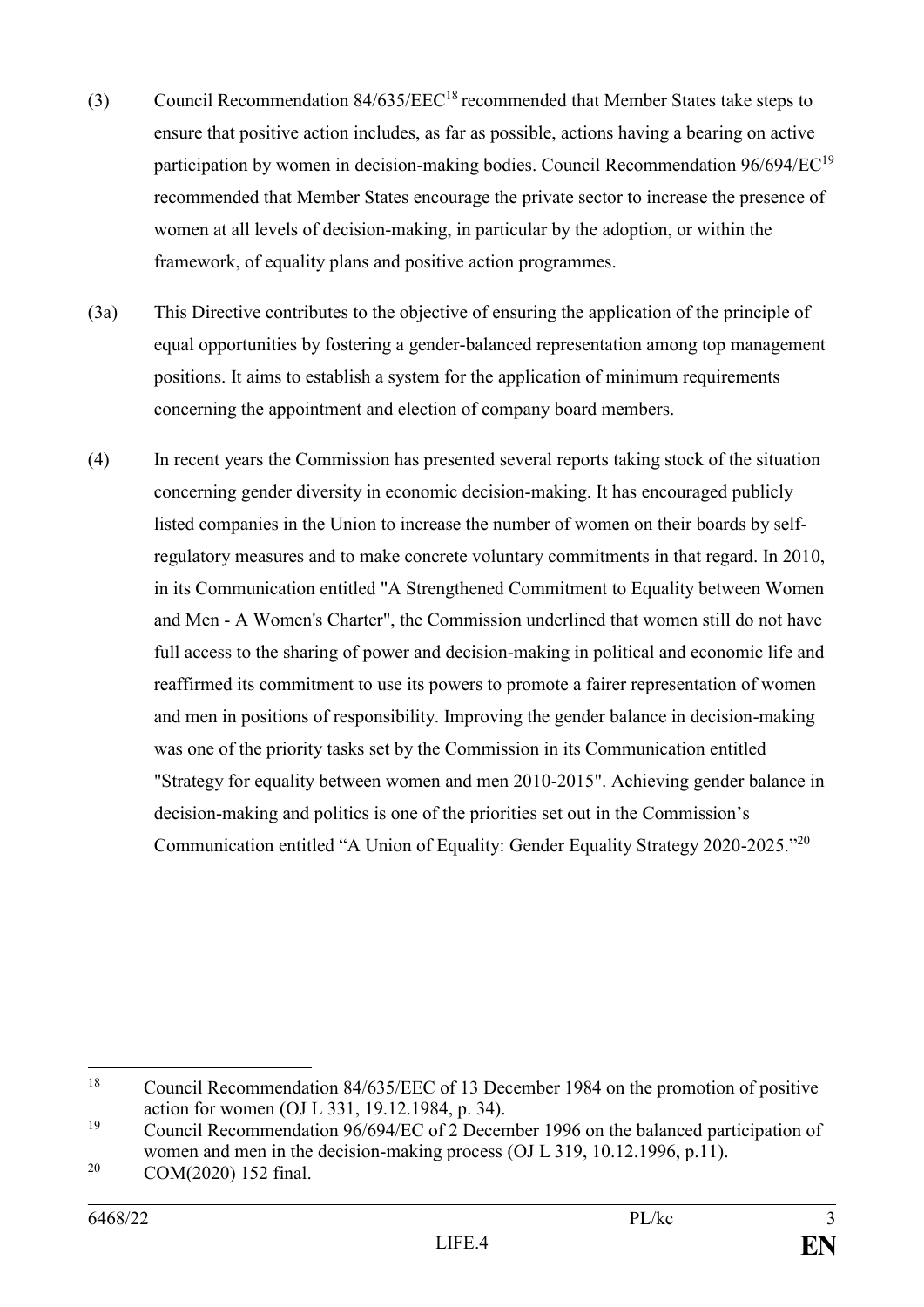(3) Council Recommendation 84/635/EEC[18] recommended that Member States take steps to ensure that positive action includes, as far as possible, actions having a bearing on active participation by women in decision-making bodies. Council Recommendation 96/694/EC[19] recommended that Member States encourage the private sector to increase the presence of women at all levels of decision-making, in particular by the adoption, or within the framework, of equality plans and positive action programmes.

(3a) This Directive contributes to the objective of ensuring the application of the principle of equal opportunities by fostering a gender-balanced representation among top management positions. It aims to establish a system for the application of minimum requirements concerning the appointment and election of company board members.

(4) In recent years the Commission has presented several reports taking stock of the situation concerning gender diversity in economic decision-making. It has encouraged publicly listed companies in the Union to increase the number of women on their boards by self-regulatory measures and to make concrete voluntary commitments in that regard. In 2010, in its Communication entitled "A Strengthened Commitment to Equality between Women and Men - A Women's Charter", the Commission underlined that women still do not have full access to the sharing of power and decision-making in political and economic life and reaffirmed its commitment to use its powers to promote a fairer representation of women and men in positions of responsibility. Improving the gender balance in decision-making was one of the priority tasks set by the Commission in its Communication entitled "Strategy for equality between women and men 2010-2015". Achieving gender balance in decision-making and politics is one of the priorities set out in the Commission's Communication entitled "A Union of Equality: Gender Equality Strategy 2020-2025."[20]

---

[18] Council Recommendation 84/635/EEC of 13 December 1984 on the promotion of positive action for women (OJ L 331, 19.12.1984, p. 34).

[19] Council Recommendation 96/694/EC of 2 December 1996 on the balanced participation of women and men in the decision-making process (OJ L 319, 10.12.1996, p.11).

[20] COM(2020) 152 final.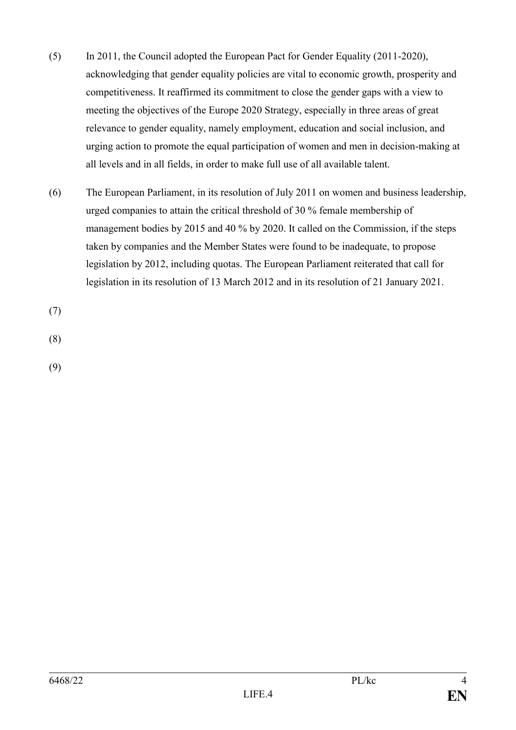(5) In 2011, the Council adopted the European Pact for Gender Equality (2011-2020), acknowledging that gender equality policies are vital to economic growth, prosperity and competitiveness. It reaffirmed its commitment to close the gender gaps with a view to meeting the objectives of the Europe 2020 Strategy, especially in three areas of great relevance to gender equality, namely employment, education and social inclusion, and urging action to promote the equal participation of women and men in decision-making at all levels and in all fields, in order to make full use of all available talent.

(6) The European Parliament, in its resolution of July 2011 on women and business leadership, urged companies to attain the critical threshold of 30 % female membership of management bodies by 2015 and 40 % by 2020. It called on the Commission, if the steps taken by companies and the Member States were found to be inadequate, to propose legislation by 2012, including quotas. The European Parliament reiterated that call for legislation in its resolution of 13 March 2012 and in its resolution of 21 January 2021.

(7)

(8)

(9)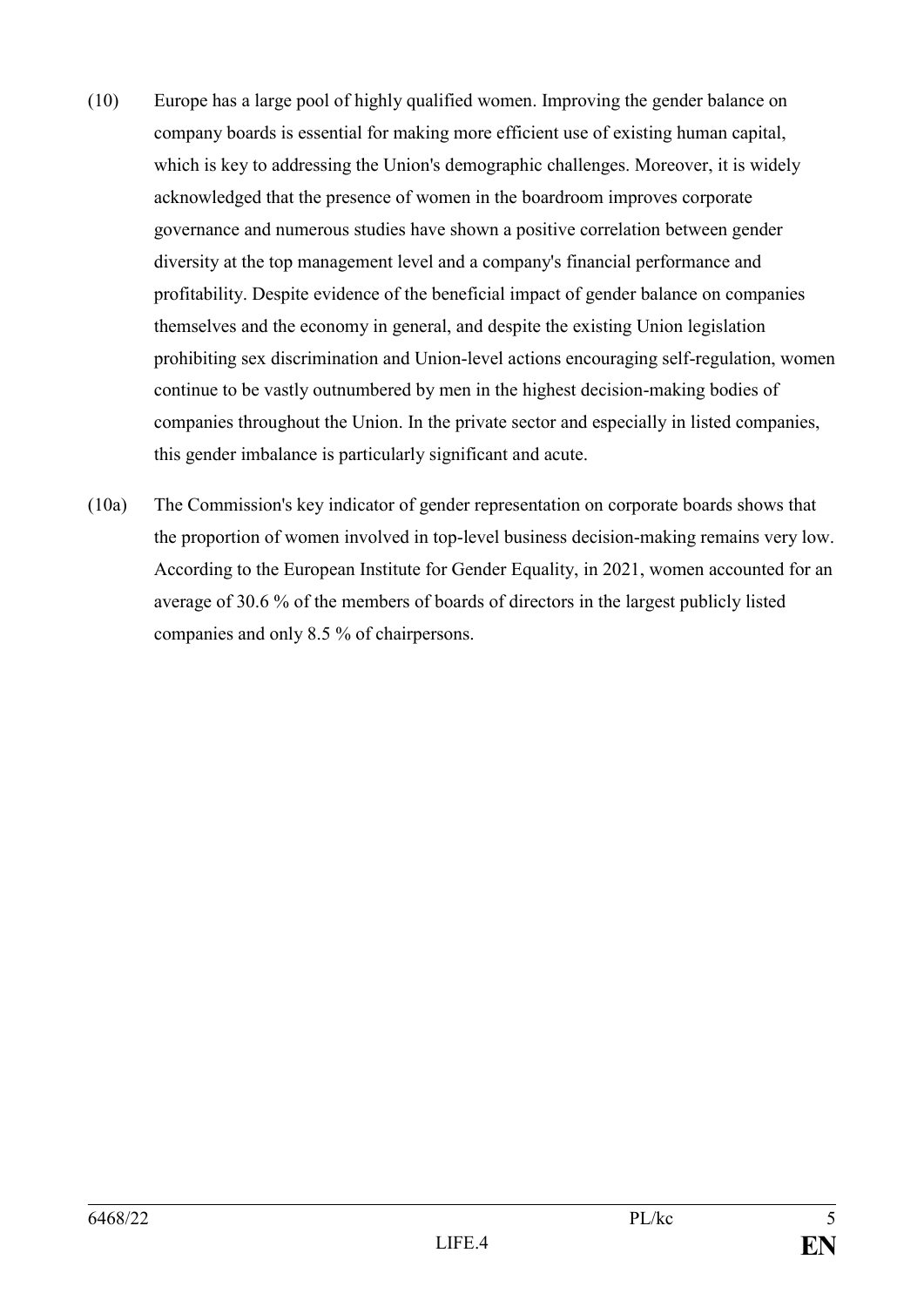(10) Europe has a large pool of highly qualified women. Improving the gender balance on company boards is essential for making more efficient use of existing human capital, which is key to addressing the Union's demographic challenges. Moreover, it is widely acknowledged that the presence of women in the boardroom improves corporate governance and numerous studies have shown a positive correlation between gender diversity at the top management level and a company's financial performance and profitability. Despite evidence of the beneficial impact of gender balance on companies themselves and the economy in general, and despite the existing Union legislation prohibiting sex discrimination and Union-level actions encouraging self-regulation, women continue to be vastly outnumbered by men in the highest decision-making bodies of companies throughout the Union. In the private sector and especially in listed companies, this gender imbalance is particularly significant and acute.

(10a) The Commission's key indicator of gender representation on corporate boards shows that the proportion of women involved in top-level business decision-making remains very low. According to the European Institute for Gender Equality, in 2021, women accounted for an average of 30.6 % of the members of boards of directors in the largest publicly listed companies and only 8.5 % of chairpersons.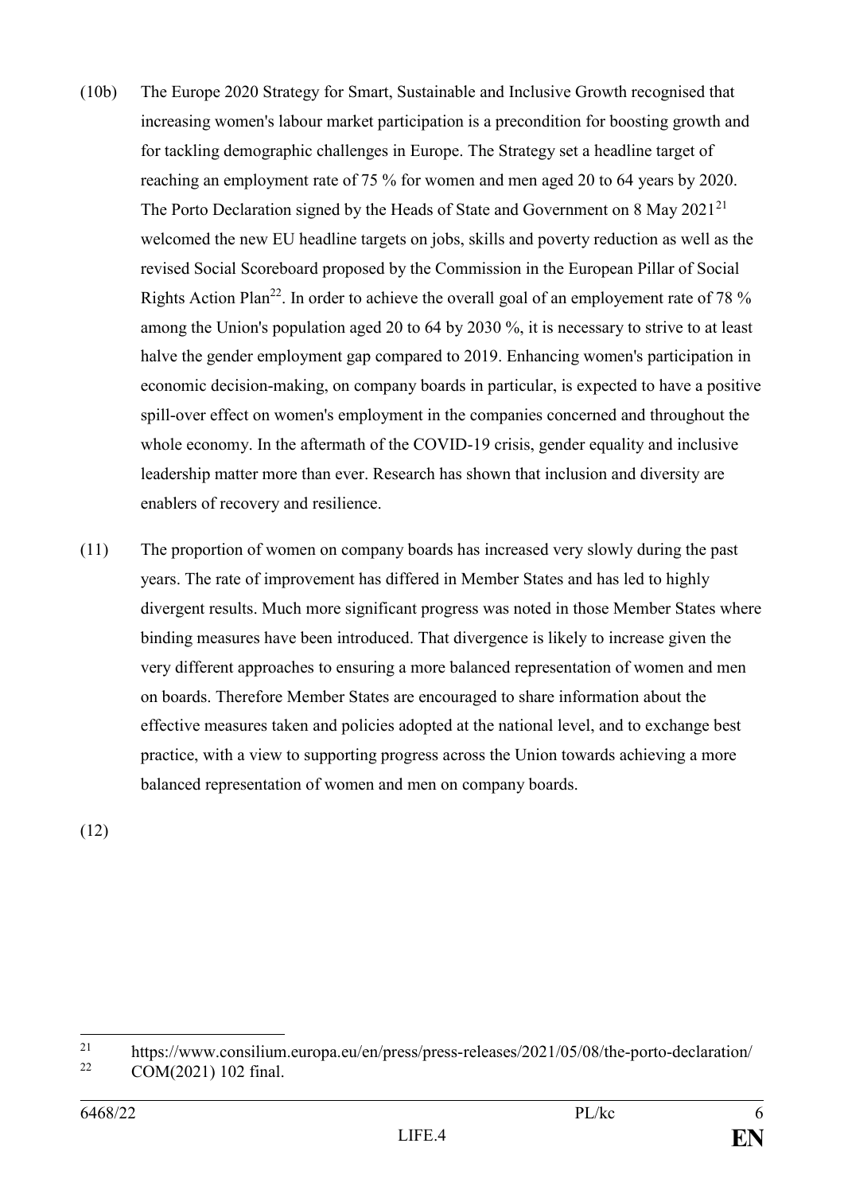(10b) The Europe 2020 Strategy for Smart, Sustainable and Inclusive Growth recognised that increasing women's labour market participation is a precondition for boosting growth and for tackling demographic challenges in Europe. The Strategy set a headline target of reaching an employment rate of 75 % for women and men aged 20 to 64 years by 2020. The Porto Declaration signed by the Heads of State and Government on 8 May 2021[21] welcomed the new EU headline targets on jobs, skills and poverty reduction as well as the revised Social Scoreboard proposed by the Commission in the European Pillar of Social Rights Action Plan[22]. In order to achieve the overall goal of an employement rate of 78 % among the Union's population aged 20 to 64 by 2030 %, it is necessary to strive to at least halve the gender employment gap compared to 2019. Enhancing women's participation in economic decision-making, on company boards in particular, is expected to have a positive spill-over effect on women's employment in the companies concerned and throughout the whole economy. In the aftermath of the COVID-19 crisis, gender equality and inclusive leadership matter more than ever. Research has shown that inclusion and diversity are enablers of recovery and resilience.

(11) The proportion of women on company boards has increased very slowly during the past years. The rate of improvement has differed in Member States and has led to highly divergent results. Much more significant progress was noted in those Member States where binding measures have been introduced. That divergence is likely to increase given the very different approaches to ensuring a more balanced representation of women and men on boards. Therefore Member States are encouraged to share information about the effective measures taken and policies adopted at the national level, and to exchange best practice, with a view to supporting progress across the Union towards achieving a more balanced representation of women and men on company boards.

(12)

---

[21] https://www.consilium.europa.eu/en/press/press-releases/2021/05/08/the-porto-declaration/

[22] COM(2021) 102 final.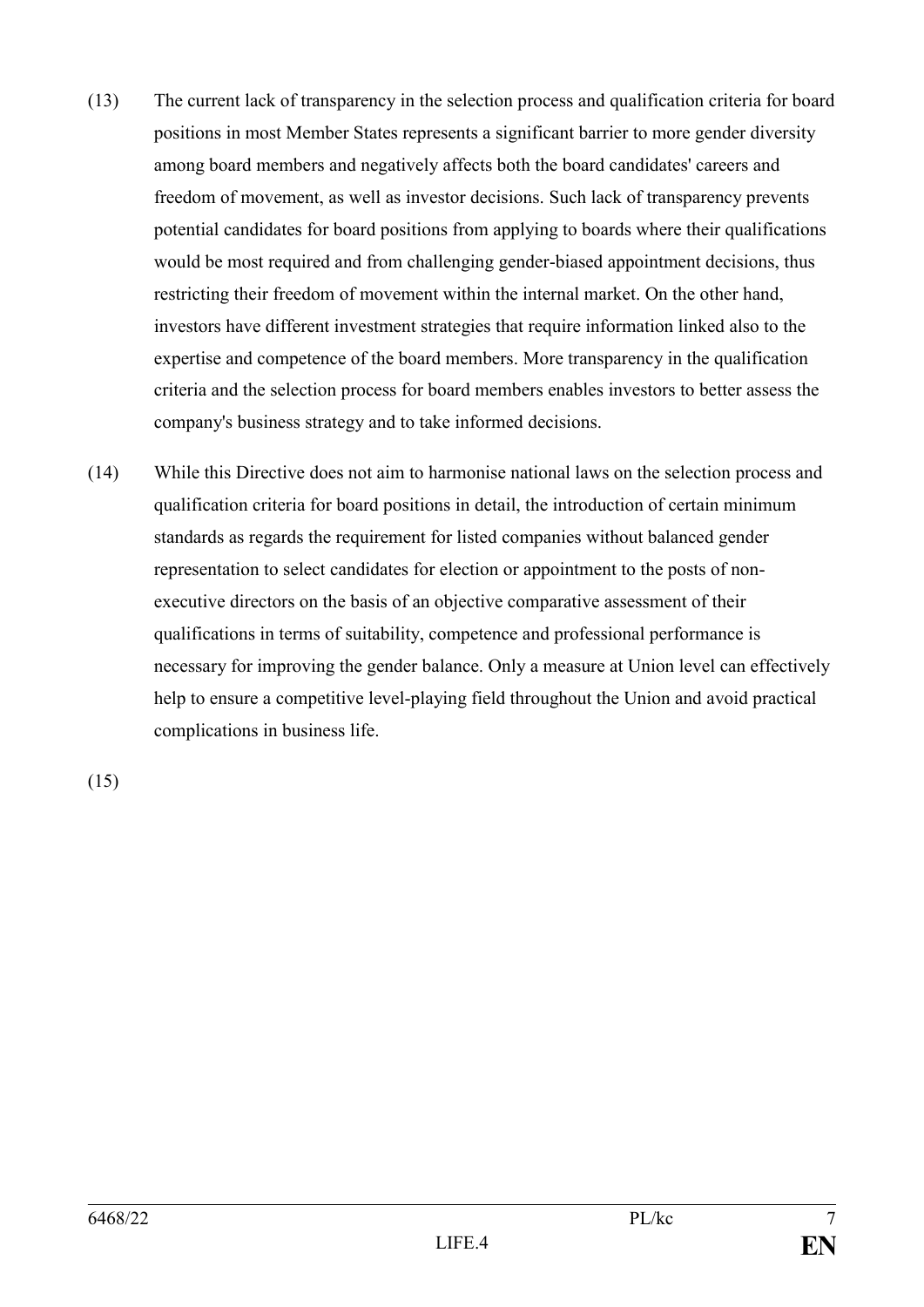(13) The current lack of transparency in the selection process and qualification criteria for board positions in most Member States represents a significant barrier to more gender diversity among board members and negatively affects both the board candidates' careers and freedom of movement, as well as investor decisions. Such lack of transparency prevents potential candidates for board positions from applying to boards where their qualifications would be most required and from challenging gender-biased appointment decisions, thus restricting their freedom of movement within the internal market. On the other hand, investors have different investment strategies that require information linked also to the expertise and competence of the board members. More transparency in the qualification criteria and the selection process for board members enables investors to better assess the company's business strategy and to take informed decisions.

(14) While this Directive does not aim to harmonise national laws on the selection process and qualification criteria for board positions in detail, the introduction of certain minimum standards as regards the requirement for listed companies without balanced gender representation to select candidates for election or appointment to the posts of non-executive directors on the basis of an objective comparative assessment of their qualifications in terms of suitability, competence and professional performance is necessary for improving the gender balance. Only a measure at Union level can effectively help to ensure a competitive level-playing field throughout the Union and avoid practical complications in business life.

(15)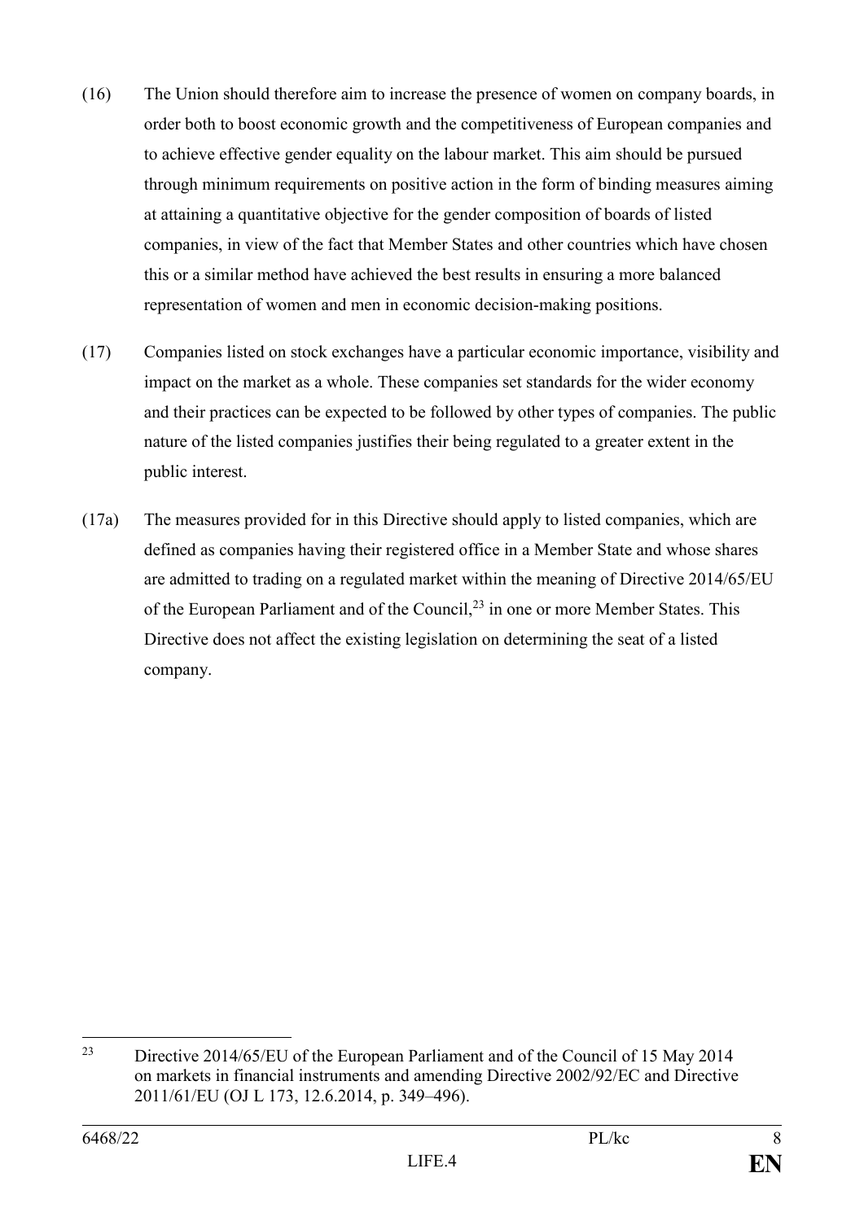(16) The Union should therefore aim to increase the presence of women on company boards, in order both to boost economic growth and the competitiveness of European companies and to achieve effective gender equality on the labour market. This aim should be pursued through minimum requirements on positive action in the form of binding measures aiming at attaining a quantitative objective for the gender composition of boards of listed companies, in view of the fact that Member States and other countries which have chosen this or a similar method have achieved the best results in ensuring a more balanced representation of women and men in economic decision-making positions.

(17) Companies listed on stock exchanges have a particular economic importance, visibility and impact on the market as a whole. These companies set standards for the wider economy and their practices can be expected to be followed by other types of companies. The public nature of the listed companies justifies their being regulated to a greater extent in the public interest.

(17a) The measures provided for in this Directive should apply to listed companies, which are defined as companies having their registered office in a Member State and whose shares are admitted to trading on a regulated market within the meaning of Directive 2014/65/EU of the European Parliament and of the Council,[23] in one or more Member States. This Directive does not affect the existing legislation on determining the seat of a listed company.

---

[23] Directive 2014/65/EU of the European Parliament and of the Council of 15 May 2014 on markets in financial instruments and amending Directive 2002/92/EC and Directive 2011/61/EU (OJ L 173, 12.6.2014, p. 349–496).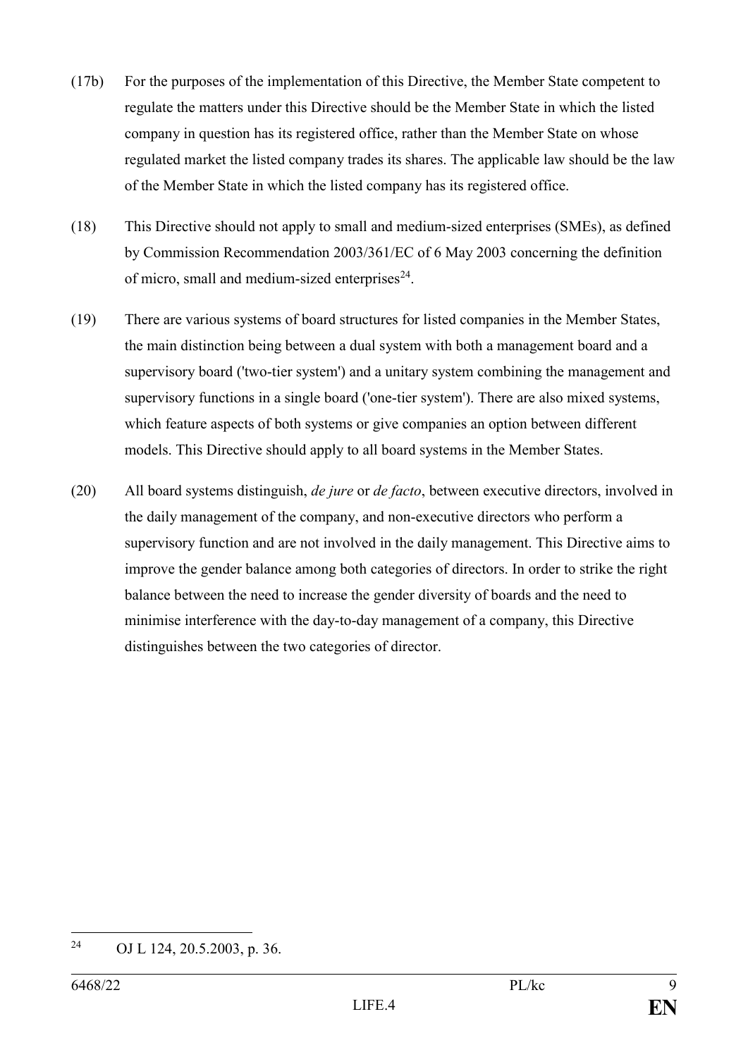(17b) For the purposes of the implementation of this Directive, the Member State competent to regulate the matters under this Directive should be the Member State in which the listed company in question has its registered office, rather than the Member State on whose regulated market the listed company trades its shares. The applicable law should be the law of the Member State in which the listed company has its registered office.

(18) This Directive should not apply to small and medium-sized enterprises (SMEs), as defined by Commission Recommendation 2003/361/EC of 6 May 2003 concerning the definition of micro, small and medium-sized enterprises[24].

(19) There are various systems of board structures for listed companies in the Member States, the main distinction being between a dual system with both a management board and a supervisory board ('two-tier system') and a unitary system combining the management and supervisory functions in a single board ('one-tier system'). There are also mixed systems, which feature aspects of both systems or give companies an option between different models. This Directive should apply to all board systems in the Member States.

(20) All board systems distinguish, *de jure* or *de facto*, between executive directors, involved in the daily management of the company, and non-executive directors who perform a supervisory function and are not involved in the daily management. This Directive aims to improve the gender balance among both categories of directors. In order to strike the right balance between the need to increase the gender diversity of boards and the need to minimise interference with the day-to-day management of a company, this Directive distinguishes between the two categories of director.

[24] OJ L 124, 20.5.2003, p. 36.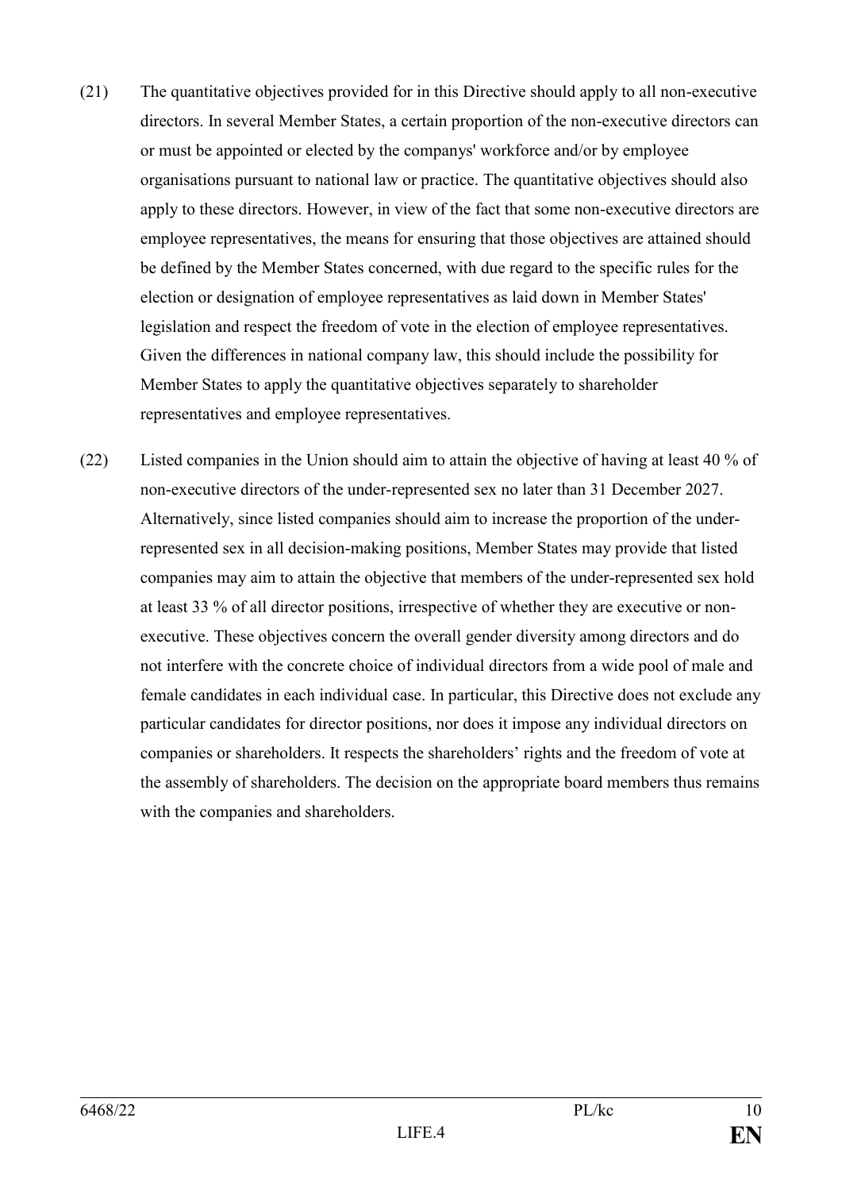(21) The quantitative objectives provided for in this Directive should apply to all non-executive directors. In several Member States, a certain proportion of the non-executive directors can or must be appointed or elected by the companys' workforce and/or by employee organisations pursuant to national law or practice. The quantitative objectives should also apply to these directors. However, in view of the fact that some non-executive directors are employee representatives, the means for ensuring that those objectives are attained should be defined by the Member States concerned, with due regard to the specific rules for the election or designation of employee representatives as laid down in Member States' legislation and respect the freedom of vote in the election of employee representatives. Given the differences in national company law, this should include the possibility for Member States to apply the quantitative objectives separately to shareholder representatives and employee representatives.

(22) Listed companies in the Union should aim to attain the objective of having at least 40 % of non-executive directors of the under-represented sex no later than 31 December 2027. Alternatively, since listed companies should aim to increase the proportion of the under-represented sex in all decision-making positions, Member States may provide that listed companies may aim to attain the objective that members of the under-represented sex hold at least 33 % of all director positions, irrespective of whether they are executive or non-executive. These objectives concern the overall gender diversity among directors and do not interfere with the concrete choice of individual directors from a wide pool of male and female candidates in each individual case. In particular, this Directive does not exclude any particular candidates for director positions, nor does it impose any individual directors on companies or shareholders. It respects the shareholders' rights and the freedom of vote at the assembly of shareholders. The decision on the appropriate board members thus remains with the companies and shareholders.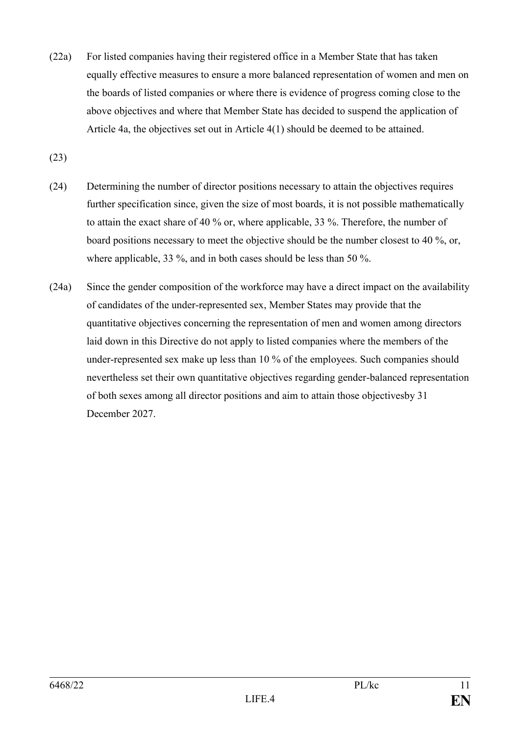(22a) For listed companies having their registered office in a Member State that has taken equally effective measures to ensure a more balanced representation of women and men on the boards of listed companies or where there is evidence of progress coming close to the above objectives and where that Member State has decided to suspend the application of Article 4a, the objectives set out in Article 4(1) should be deemed to be attained.

(23)

(24) Determining the number of director positions necessary to attain the objectives requires further specification since, given the size of most boards, it is not possible mathematically to attain the exact share of 40 % or, where applicable, 33 %. Therefore, the number of board positions necessary to meet the objective should be the number closest to 40 %, or, where applicable, 33 %, and in both cases should be less than 50 %.

(24a) Since the gender composition of the workforce may have a direct impact on the availability of candidates of the under-represented sex, Member States may provide that the quantitative objectives concerning the representation of men and women among directors laid down in this Directive do not apply to listed companies where the members of the under-represented sex make up less than 10 % of the employees. Such companies should nevertheless set their own quantitative objectives regarding gender-balanced representation of both sexes among all director positions and aim to attain those objectivesby 31 December 2027.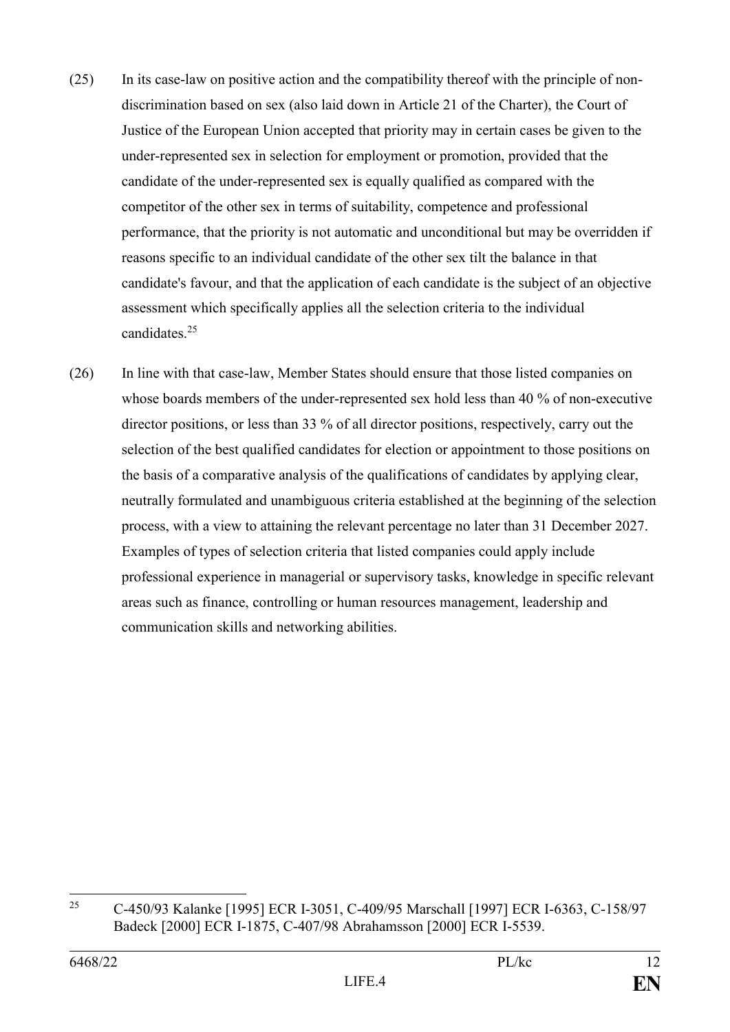(25) In its case-law on positive action and the compatibility thereof with the principle of non-discrimination based on sex (also laid down in Article 21 of the Charter), the Court of Justice of the European Union accepted that priority may in certain cases be given to the under-represented sex in selection for employment or promotion, provided that the candidate of the under-represented sex is equally qualified as compared with the competitor of the other sex in terms of suitability, competence and professional performance, that the priority is not automatic and unconditional but may be overridden if reasons specific to an individual candidate of the other sex tilt the balance in that candidate's favour, and that the application of each candidate is the subject of an objective assessment which specifically applies all the selection criteria to the individual candidates.[25]

(26) In line with that case-law, Member States should ensure that those listed companies on whose boards members of the under-represented sex hold less than 40 % of non-executive director positions, or less than 33 % of all director positions, respectively, carry out the selection of the best qualified candidates for election or appointment to those positions on the basis of a comparative analysis of the qualifications of candidates by applying clear, neutrally formulated and unambiguous criteria established at the beginning of the selection process, with a view to attaining the relevant percentage no later than 31 December 2027. Examples of types of selection criteria that listed companies could apply include professional experience in managerial or supervisory tasks, knowledge in specific relevant areas such as finance, controlling or human resources management, leadership and communication skills and networking abilities.

---

[25] C-450/93 Kalanke [1995] ECR I-3051, C-409/95 Marschall [1997] ECR I-6363, C-158/97 Badeck [2000] ECR I-1875, C-407/98 Abrahamsson [2000] ECR I-5539.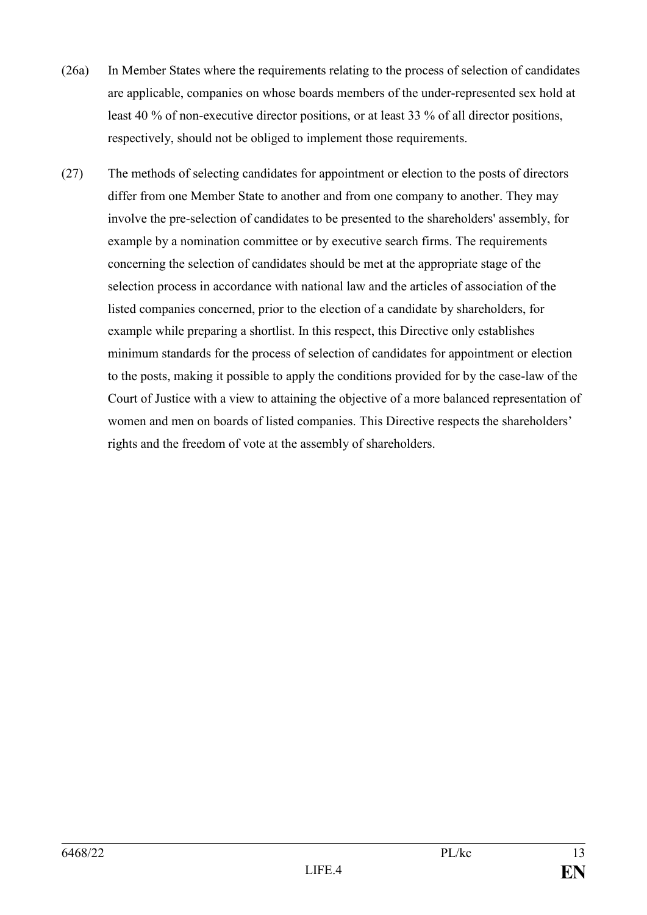(26a) In Member States where the requirements relating to the process of selection of candidates are applicable, companies on whose boards members of the under-represented sex hold at least 40 % of non-executive director positions, or at least 33 % of all director positions, respectively, should not be obliged to implement those requirements.

(27) The methods of selecting candidates for appointment or election to the posts of directors differ from one Member State to another and from one company to another. They may involve the pre-selection of candidates to be presented to the shareholders' assembly, for example by a nomination committee or by executive search firms. The requirements concerning the selection of candidates should be met at the appropriate stage of the selection process in accordance with national law and the articles of association of the listed companies concerned, prior to the election of a candidate by shareholders, for example while preparing a shortlist. In this respect, this Directive only establishes minimum standards for the process of selection of candidates for appointment or election to the posts, making it possible to apply the conditions provided for by the case-law of the Court of Justice with a view to attaining the objective of a more balanced representation of women and men on boards of listed companies. This Directive respects the shareholders' rights and the freedom of vote at the assembly of shareholders.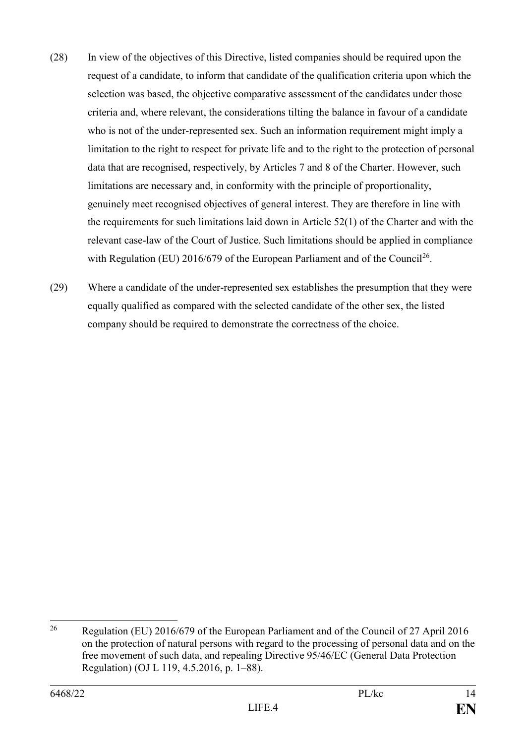(28) In view of the objectives of this Directive, listed companies should be required upon the request of a candidate, to inform that candidate of the qualification criteria upon which the selection was based, the objective comparative assessment of the candidates under those criteria and, where relevant, the considerations tilting the balance in favour of a candidate who is not of the under-represented sex. Such an information requirement might imply a limitation to the right to respect for private life and to the right to the protection of personal data that are recognised, respectively, by Articles 7 and 8 of the Charter. However, such limitations are necessary and, in conformity with the principle of proportionality, genuinely meet recognised objectives of general interest. They are therefore in line with the requirements for such limitations laid down in Article 52(1) of the Charter and with the relevant case-law of the Court of Justice. Such limitations should be applied in compliance with Regulation (EU) 2016/679 of the European Parliament and of the Council[26].

(29) Where a candidate of the under-represented sex establishes the presumption that they were equally qualified as compared with the selected candidate of the other sex, the listed company should be required to demonstrate the correctness of the choice.

[26] Regulation (EU) 2016/679 of the European Parliament and of the Council of 27 April 2016 on the protection of natural persons with regard to the processing of personal data and on the free movement of such data, and repealing Directive 95/46/EC (General Data Protection Regulation) (OJ L 119, 4.5.2016, p. 1–88).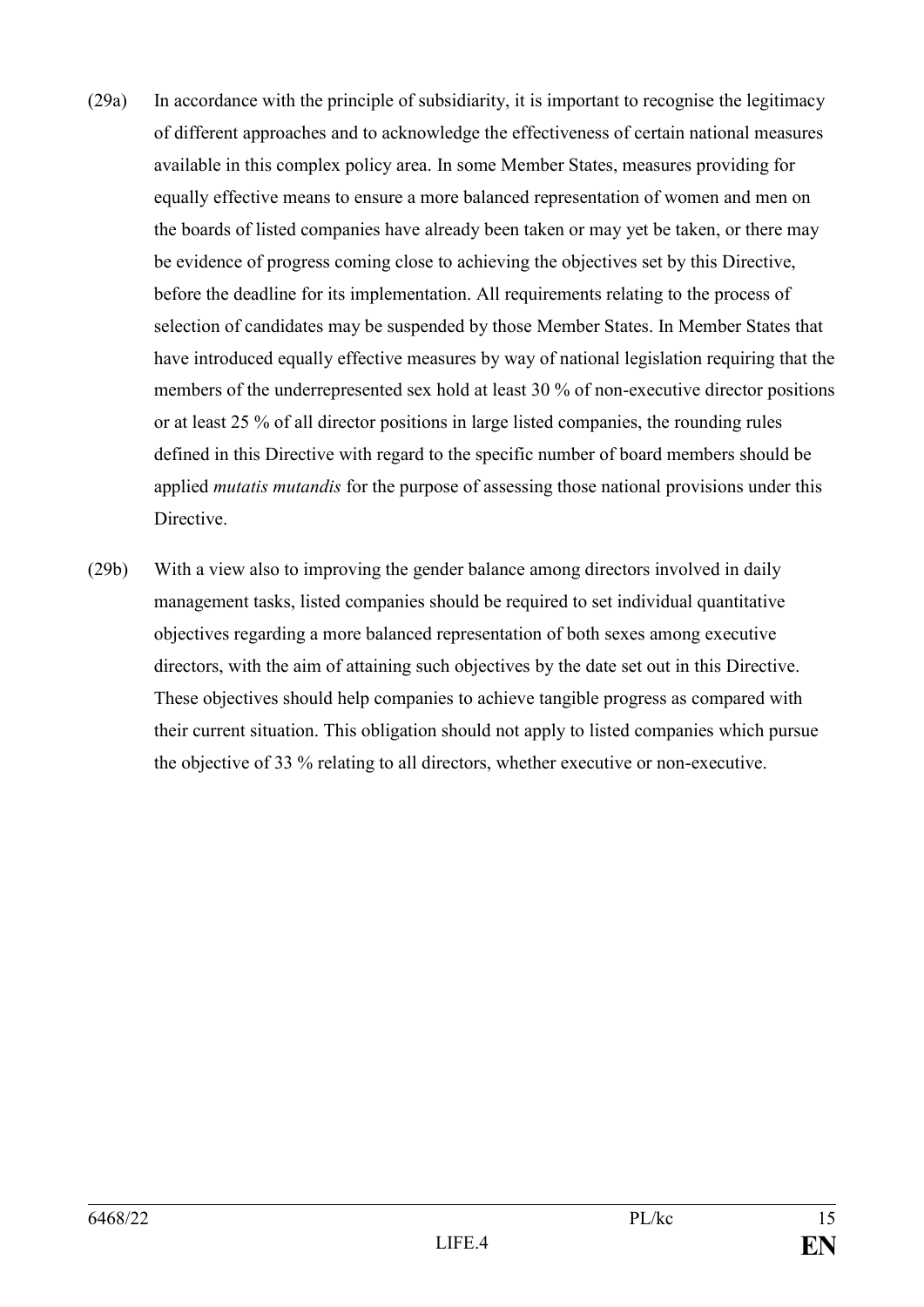(29a) In accordance with the principle of subsidiarity, it is important to recognise the legitimacy of different approaches and to acknowledge the effectiveness of certain national measures available in this complex policy area. In some Member States, measures providing for equally effective means to ensure a more balanced representation of women and men on the boards of listed companies have already been taken or may yet be taken, or there may be evidence of progress coming close to achieving the objectives set by this Directive, before the deadline for its implementation. All requirements relating to the process of selection of candidates may be suspended by those Member States. In Member States that have introduced equally effective measures by way of national legislation requiring that the members of the underrepresented sex hold at least 30 % of non-executive director positions or at least 25 % of all director positions in large listed companies, the rounding rules defined in this Directive with regard to the specific number of board members should be applied *mutatis mutandis* for the purpose of assessing those national provisions under this Directive.

(29b) With a view also to improving the gender balance among directors involved in daily management tasks, listed companies should be required to set individual quantitative objectives regarding a more balanced representation of both sexes among executive directors, with the aim of attaining such objectives by the date set out in this Directive. These objectives should help companies to achieve tangible progress as compared with their current situation. This obligation should not apply to listed companies which pursue the objective of 33 % relating to all directors, whether executive or non-executive.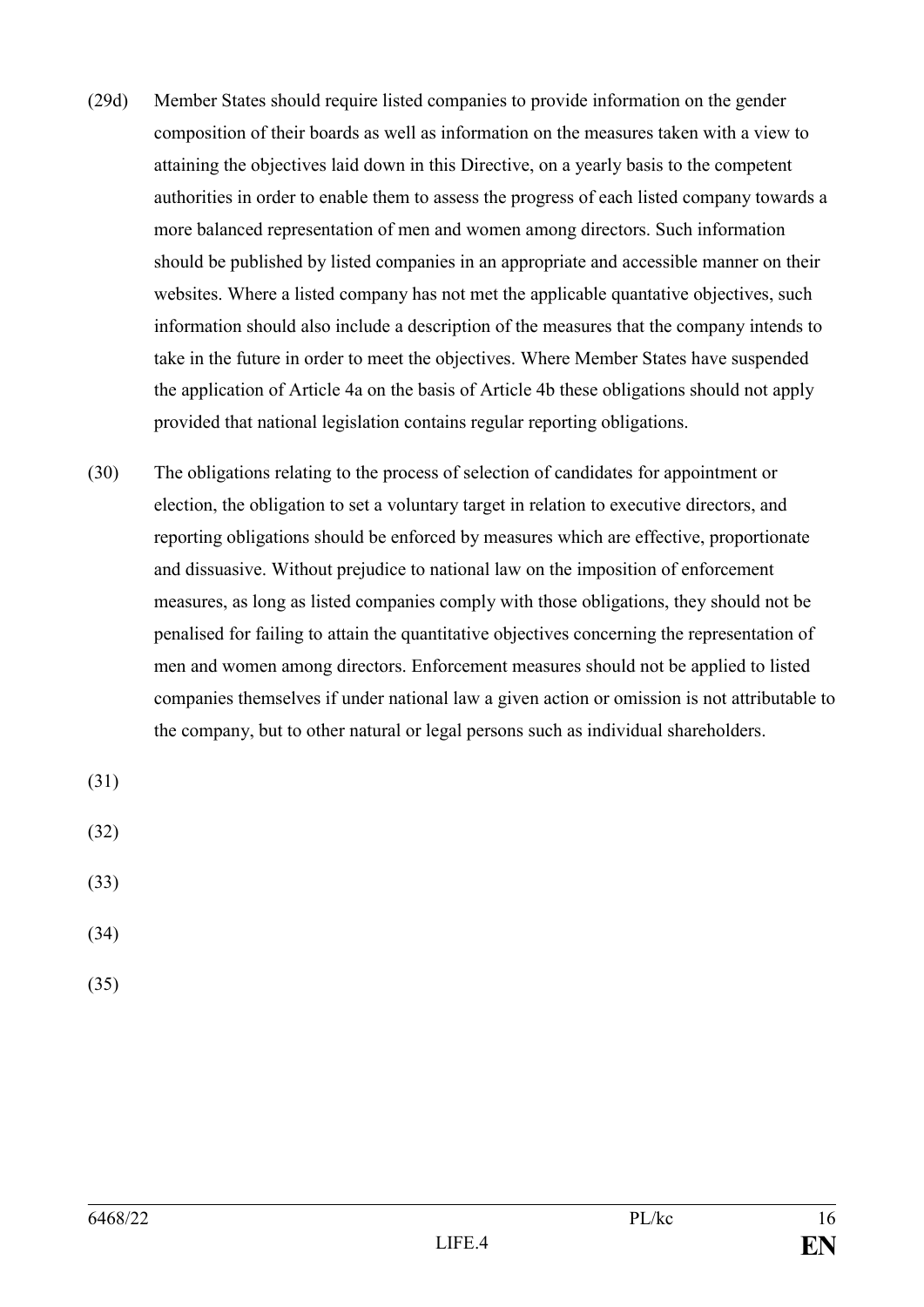(29d) Member States should require listed companies to provide information on the gender composition of their boards as well as information on the measures taken with a view to attaining the objectives laid down in this Directive, on a yearly basis to the competent authorities in order to enable them to assess the progress of each listed company towards a more balanced representation of men and women among directors. Such information should be published by listed companies in an appropriate and accessible manner on their websites. Where a listed company has not met the applicable quantative objectives, such information should also include a description of the measures that the company intends to take in the future in order to meet the objectives. Where Member States have suspended the application of Article 4a on the basis of Article 4b these obligations should not apply provided that national legislation contains regular reporting obligations.

(30) The obligations relating to the process of selection of candidates for appointment or election, the obligation to set a voluntary target in relation to executive directors, and reporting obligations should be enforced by measures which are effective, proportionate and dissuasive. Without prejudice to national law on the imposition of enforcement measures, as long as listed companies comply with those obligations, they should not be penalised for failing to attain the quantitative objectives concerning the representation of men and women among directors. Enforcement measures should not be applied to listed companies themselves if under national law a given action or omission is not attributable to the company, but to other natural or legal persons such as individual shareholders.

(31)

(32)

(33)

(34)

(35)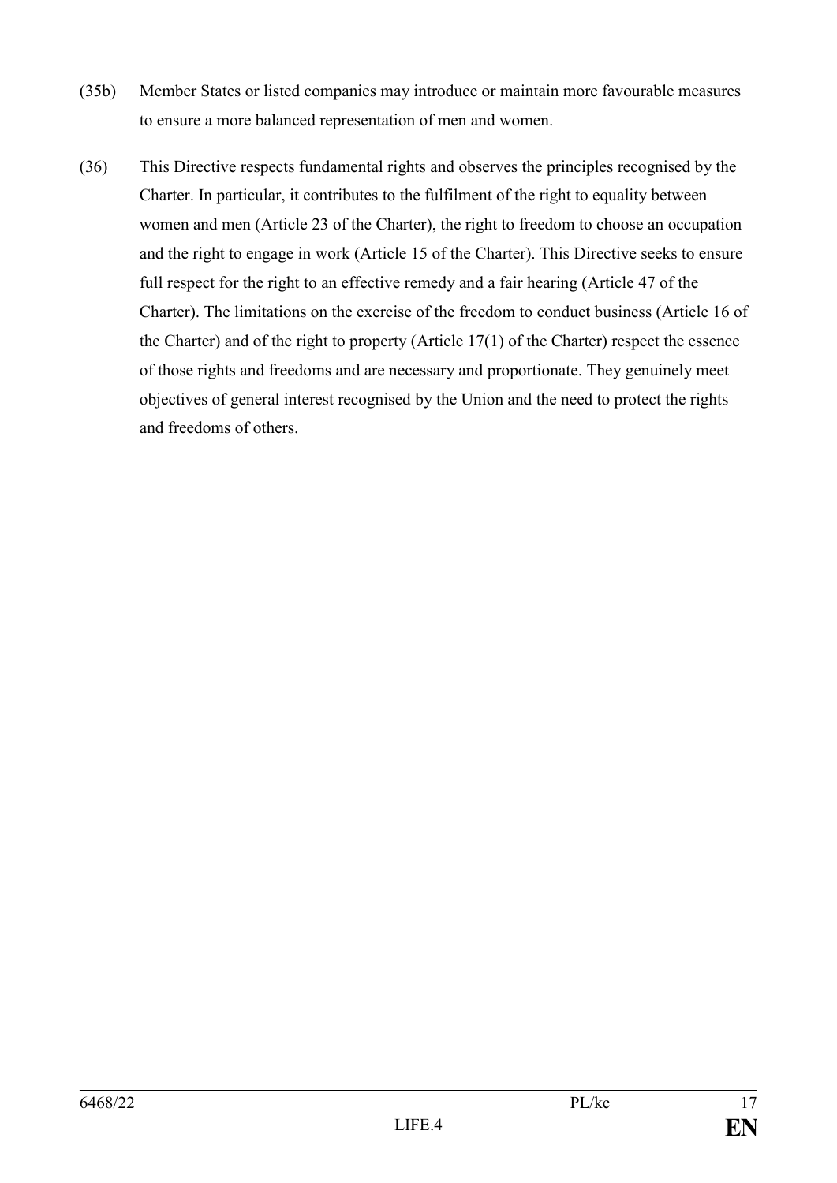(35b) Member States or listed companies may introduce or maintain more favourable measures to ensure a more balanced representation of men and women.

(36) This Directive respects fundamental rights and observes the principles recognised by the Charter. In particular, it contributes to the fulfilment of the right to equality between women and men (Article 23 of the Charter), the right to freedom to choose an occupation and the right to engage in work (Article 15 of the Charter). This Directive seeks to ensure full respect for the right to an effective remedy and a fair hearing (Article 47 of the Charter). The limitations on the exercise of the freedom to conduct business (Article 16 of the Charter) and of the right to property (Article 17(1) of the Charter) respect the essence of those rights and freedoms and are necessary and proportionate. They genuinely meet objectives of general interest recognised by the Union and the need to protect the rights and freedoms of others.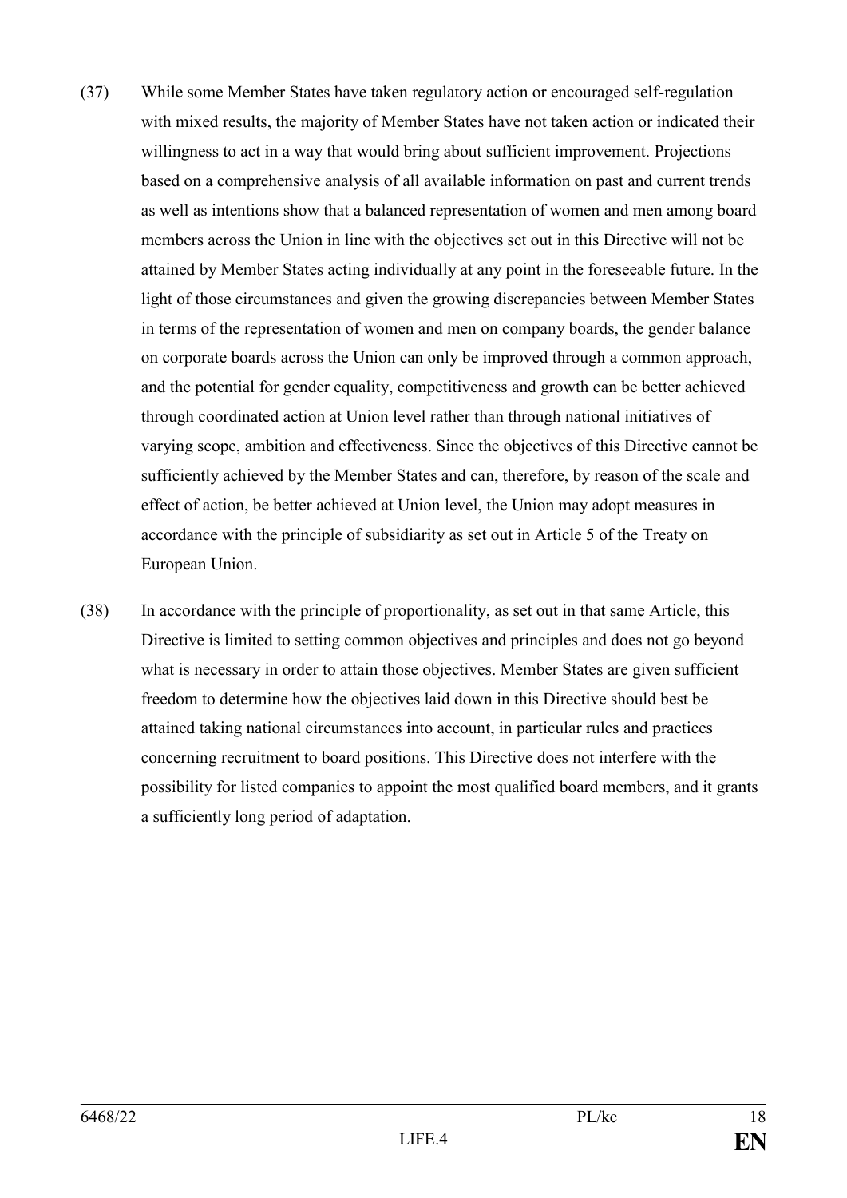(37) While some Member States have taken regulatory action or encouraged self-regulation with mixed results, the majority of Member States have not taken action or indicated their willingness to act in a way that would bring about sufficient improvement. Projections based on a comprehensive analysis of all available information on past and current trends as well as intentions show that a balanced representation of women and men among board members across the Union in line with the objectives set out in this Directive will not be attained by Member States acting individually at any point in the foreseeable future. In the light of those circumstances and given the growing discrepancies between Member States in terms of the representation of women and men on company boards, the gender balance on corporate boards across the Union can only be improved through a common approach, and the potential for gender equality, competitiveness and growth can be better achieved through coordinated action at Union level rather than through national initiatives of varying scope, ambition and effectiveness. Since the objectives of this Directive cannot be sufficiently achieved by the Member States and can, therefore, by reason of the scale and effect of action, be better achieved at Union level, the Union may adopt measures in accordance with the principle of subsidiarity as set out in Article 5 of the Treaty on European Union.

(38) In accordance with the principle of proportionality, as set out in that same Article, this Directive is limited to setting common objectives and principles and does not go beyond what is necessary in order to attain those objectives. Member States are given sufficient freedom to determine how the objectives laid down in this Directive should best be attained taking national circumstances into account, in particular rules and practices concerning recruitment to board positions. This Directive does not interfere with the possibility for listed companies to appoint the most qualified board members, and it grants a sufficiently long period of adaptation.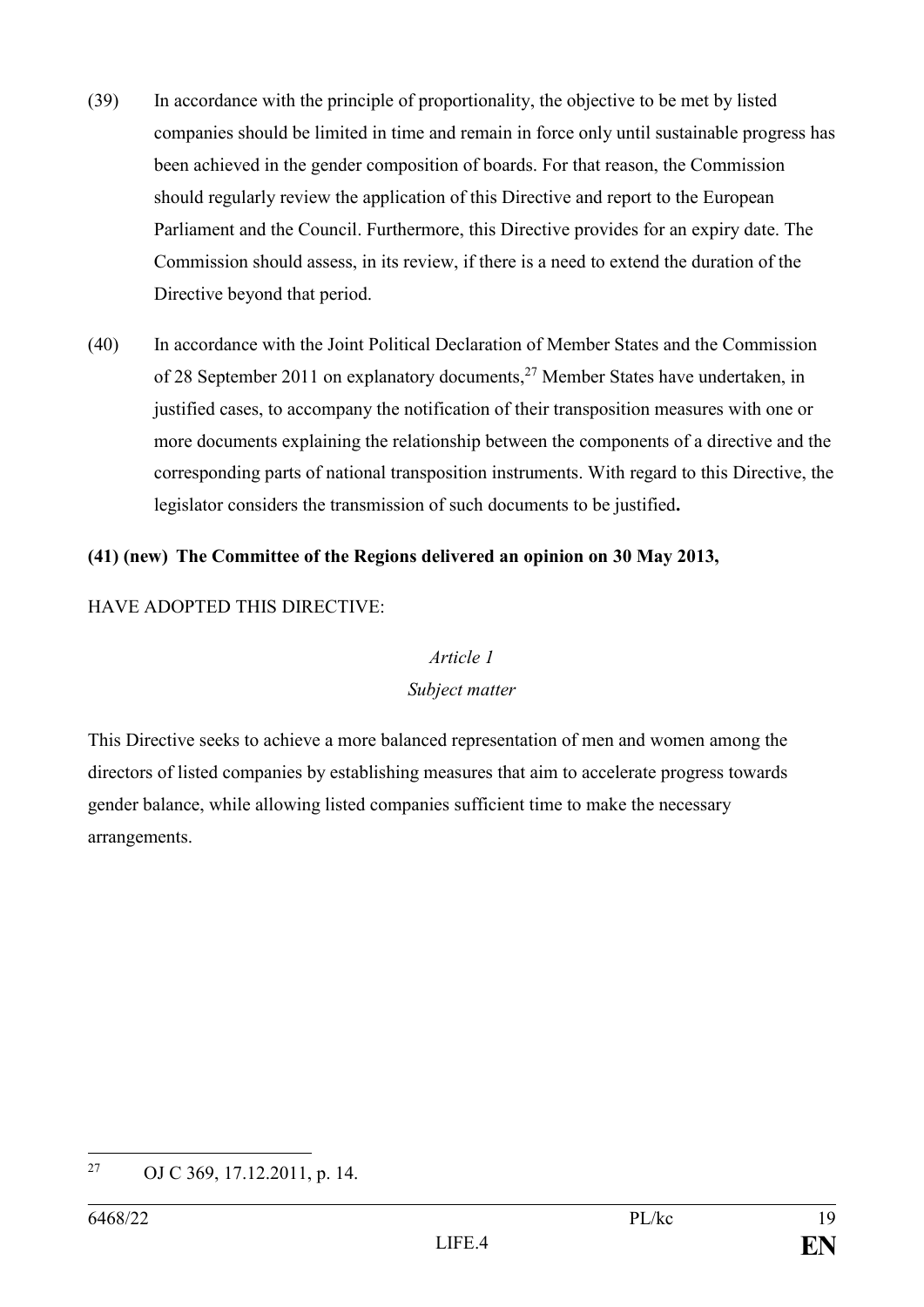(39) In accordance with the principle of proportionality, the objective to be met by listed companies should be limited in time and remain in force only until sustainable progress has been achieved in the gender composition of boards. For that reason, the Commission should regularly review the application of this Directive and report to the European Parliament and the Council. Furthermore, this Directive provides for an expiry date. The Commission should assess, in its review, if there is a need to extend the duration of the Directive beyond that period.

(40) In accordance with the Joint Political Declaration of Member States and the Commission of 28 September 2011 on explanatory documents,[27] Member States have undertaken, in justified cases, to accompany the notification of their transposition measures with one or more documents explaining the relationship between the components of a directive and the corresponding parts of national transposition instruments. With regard to this Directive, the legislator considers the transmission of such documents to be justified**.**

**(41) (new) The Committee of the Regions delivered an opinion on 30 May 2013,**

HAVE ADOPTED THIS DIRECTIVE:

*Article 1*

*Subject matter*

This Directive seeks to achieve a more balanced representation of men and women among the directors of listed companies by establishing measures that aim to accelerate progress towards gender balance, while allowing listed companies sufficient time to make the necessary arrangements.

[27] OJ C 369, 17.12.2011, p. 14.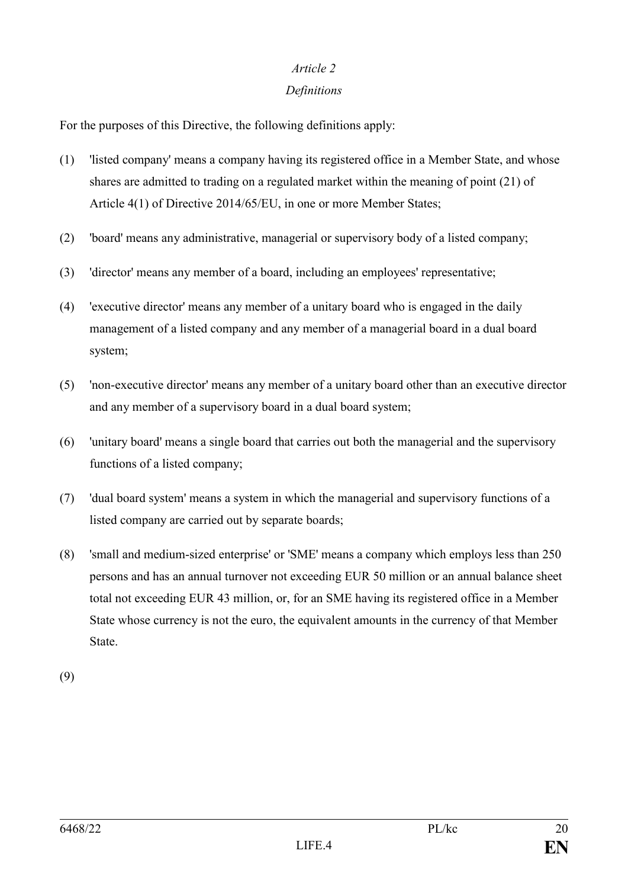*Article 2*

*Definitions*

For the purposes of this Directive, the following definitions apply:

(1) 'listed company' means a company having its registered office in a Member State, and whose shares are admitted to trading on a regulated market within the meaning of point (21) of Article 4(1) of Directive 2014/65/EU, in one or more Member States;

(2) 'board' means any administrative, managerial or supervisory body of a listed company;

(3) 'director' means any member of a board, including an employees' representative;

(4) 'executive director' means any member of a unitary board who is engaged in the daily management of a listed company and any member of a managerial board in a dual board system;

(5) 'non-executive director' means any member of a unitary board other than an executive director and any member of a supervisory board in a dual board system;

(6) 'unitary board' means a single board that carries out both the managerial and the supervisory functions of a listed company;

(7) 'dual board system' means a system in which the managerial and supervisory functions of a listed company are carried out by separate boards;

(8) 'small and medium-sized enterprise' or 'SME' means a company which employs less than 250 persons and has an annual turnover not exceeding EUR 50 million or an annual balance sheet total not exceeding EUR 43 million, or, for an SME having its registered office in a Member State whose currency is not the euro, the equivalent amounts in the currency of that Member State.

(9)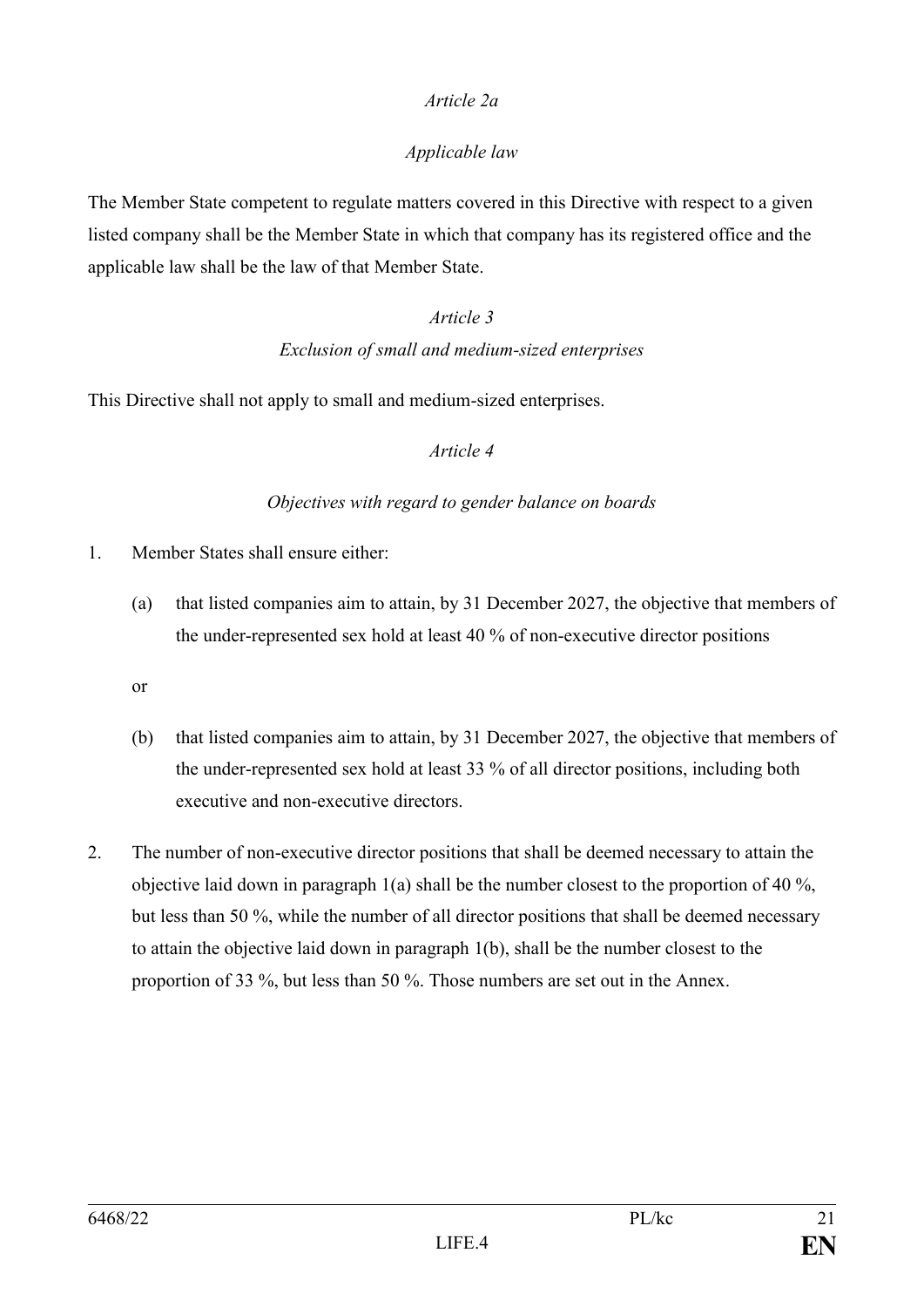*Article 2a*

*Applicable law*

The Member State competent to regulate matters covered in this Directive with respect to a given listed company shall be the Member State in which that company has its registered office and the applicable law shall be the law of that Member State.

*Article 3*

*Exclusion of small and medium-sized enterprises*

This Directive shall not apply to small and medium-sized enterprises.

*Article 4*

*Objectives with regard to gender balance on boards*

1. Member States shall ensure either:

   (a) that listed companies aim to attain, by 31 December 2027, the objective that members of the under-represented sex hold at least 40 % of non-executive director positions

   or

   (b) that listed companies aim to attain, by 31 December 2027, the objective that members of the under-represented sex hold at least 33 % of all director positions, including both executive and non-executive directors.

2. The number of non-executive director positions that shall be deemed necessary to attain the objective laid down in paragraph 1(a) shall be the number closest to the proportion of 40 %, but less than 50 %, while the number of all director positions that shall be deemed necessary to attain the objective laid down in paragraph 1(b), shall be the number closest to the proportion of 33 %, but less than 50 %. Those numbers are set out in the Annex.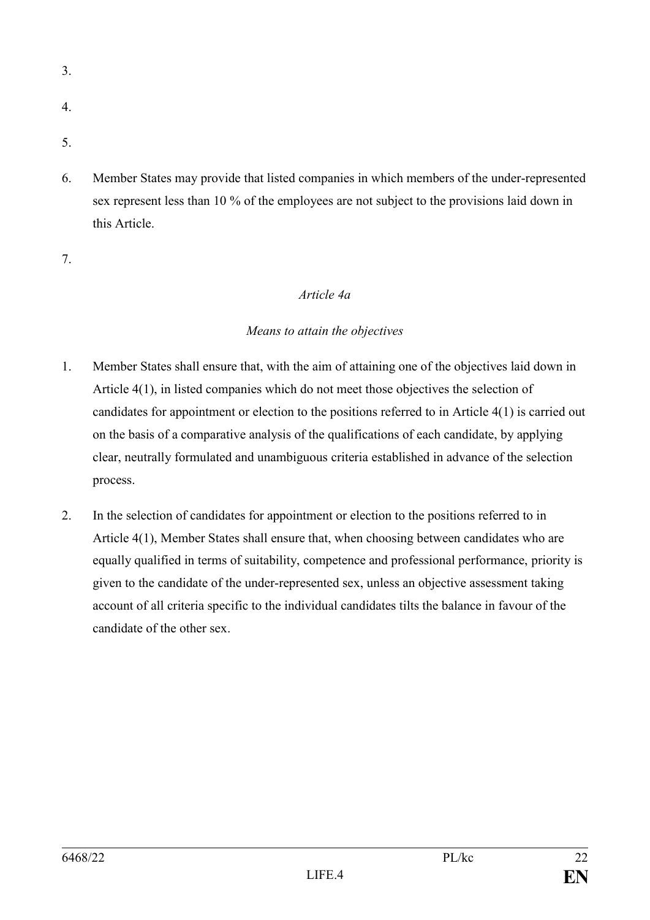3.

4.

5.

6. Member States may provide that listed companies in which members of the under-represented sex represent less than 10 % of the employees are not subject to the provisions laid down in this Article.

7.

*Article 4a*

*Means to attain the objectives*

1. Member States shall ensure that, with the aim of attaining one of the objectives laid down in Article 4(1), in listed companies which do not meet those objectives the selection of candidates for appointment or election to the positions referred to in Article 4(1) is carried out on the basis of a comparative analysis of the qualifications of each candidate, by applying clear, neutrally formulated and unambiguous criteria established in advance of the selection process.

2. In the selection of candidates for appointment or election to the positions referred to in Article 4(1), Member States shall ensure that, when choosing between candidates who are equally qualified in terms of suitability, competence and professional performance, priority is given to the candidate of the under-represented sex, unless an objective assessment taking account of all criteria specific to the individual candidates tilts the balance in favour of the candidate of the other sex.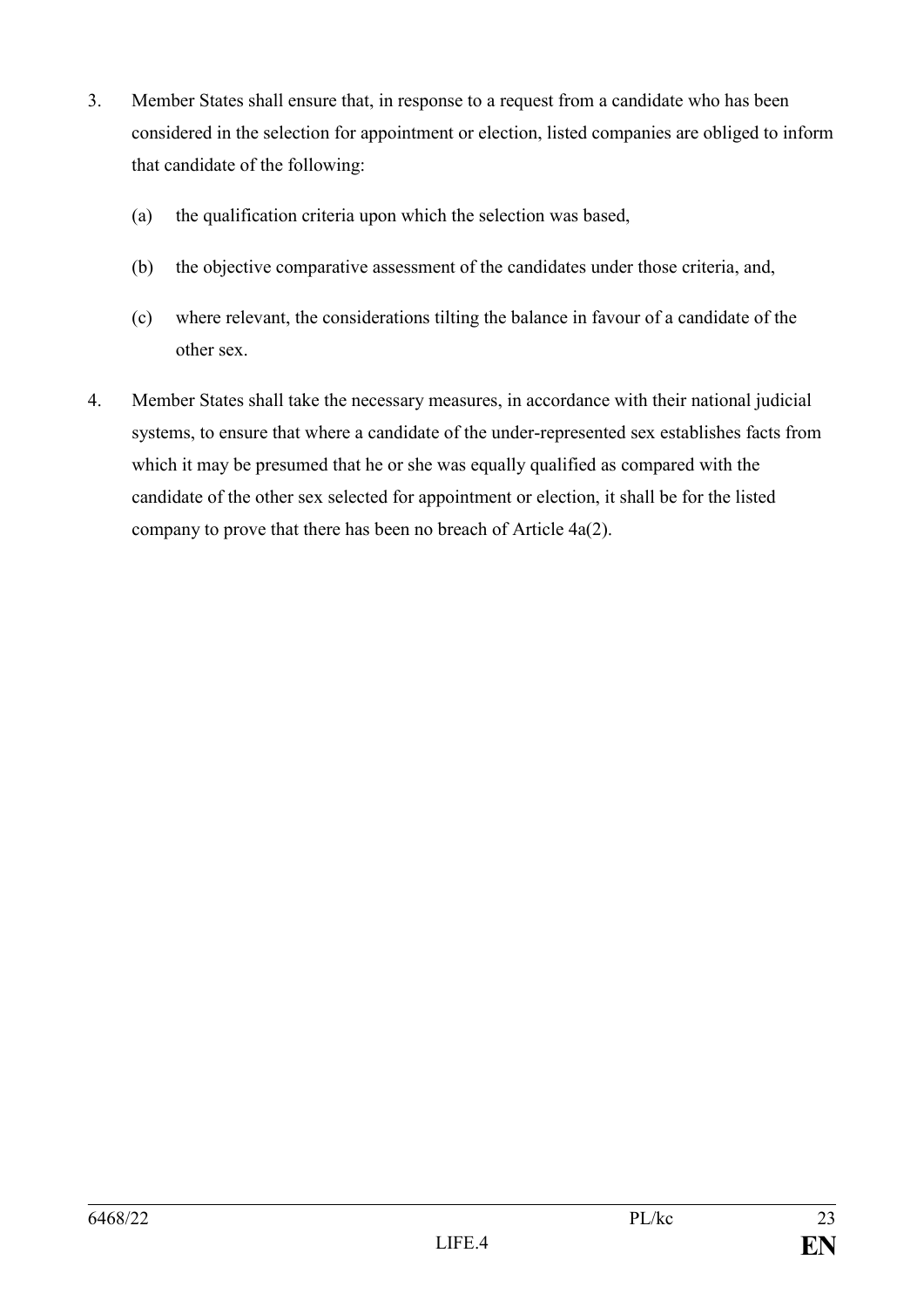3. Member States shall ensure that, in response to a request from a candidate who has been considered in the selection for appointment or election, listed companies are obliged to inform that candidate of the following:

   (a) the qualification criteria upon which the selection was based,

   (b) the objective comparative assessment of the candidates under those criteria, and,

   (c) where relevant, the considerations tilting the balance in favour of a candidate of the other sex.

4. Member States shall take the necessary measures, in accordance with their national judicial systems, to ensure that where a candidate of the under-represented sex establishes facts from which it may be presumed that he or she was equally qualified as compared with the candidate of the other sex selected for appointment or election, it shall be for the listed company to prove that there has been no breach of Article 4a(2).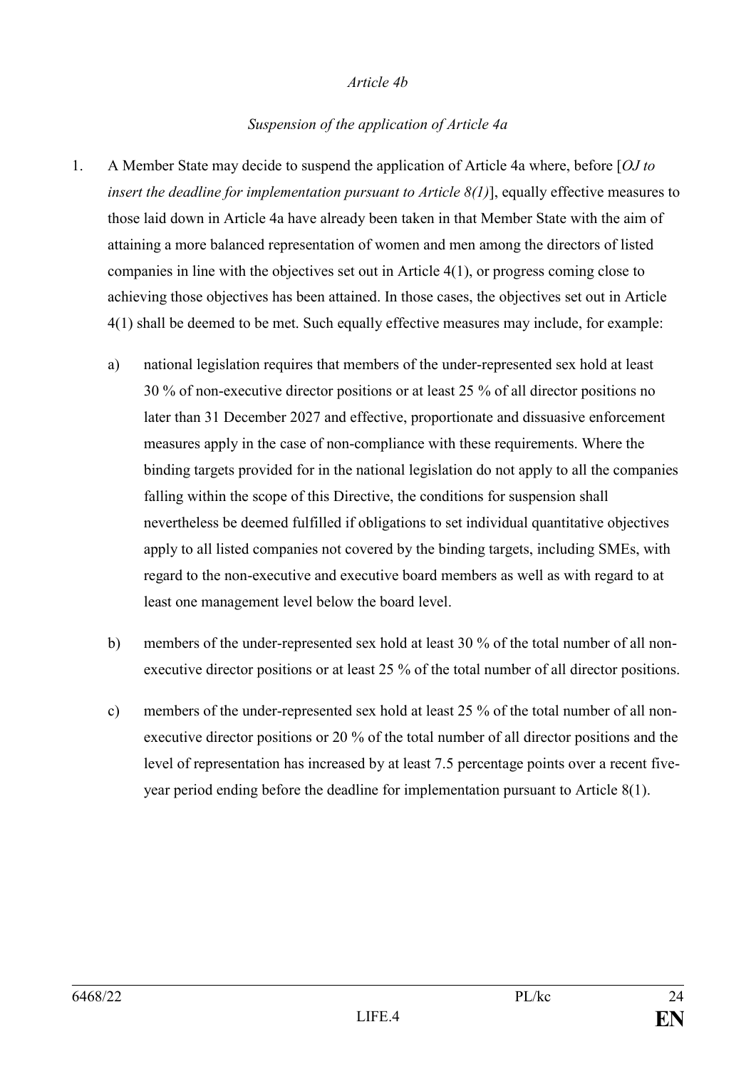*Article 4b*

*Suspension of the application of Article 4a*

1. A Member State may decide to suspend the application of Article 4a where, before [*OJ to insert the deadline for implementation pursuant to Article 8(1)*], equally effective measures to those laid down in Article 4a have already been taken in that Member State with the aim of attaining a more balanced representation of women and men among the directors of listed companies in line with the objectives set out in Article 4(1), or progress coming close to achieving those objectives has been attained. In those cases, the objectives set out in Article 4(1) shall be deemed to be met. Such equally effective measures may include, for example:

   a) national legislation requires that members of the under-represented sex hold at least 30 % of non-executive director positions or at least 25 % of all director positions no later than 31 December 2027 and effective, proportionate and dissuasive enforcement measures apply in the case of non-compliance with these requirements. Where the binding targets provided for in the national legislation do not apply to all the companies falling within the scope of this Directive, the conditions for suspension shall nevertheless be deemed fulfilled if obligations to set individual quantitative objectives apply to all listed companies not covered by the binding targets, including SMEs, with regard to the non-executive and executive board members as well as with regard to at least one management level below the board level.

   b) members of the under-represented sex hold at least 30 % of the total number of all non-executive director positions or at least 25 % of the total number of all director positions.

   c) members of the under-represented sex hold at least 25 % of the total number of all non-executive director positions or 20 % of the total number of all director positions and the level of representation has increased by at least 7.5 percentage points over a recent five-year period ending before the deadline for implementation pursuant to Article 8(1).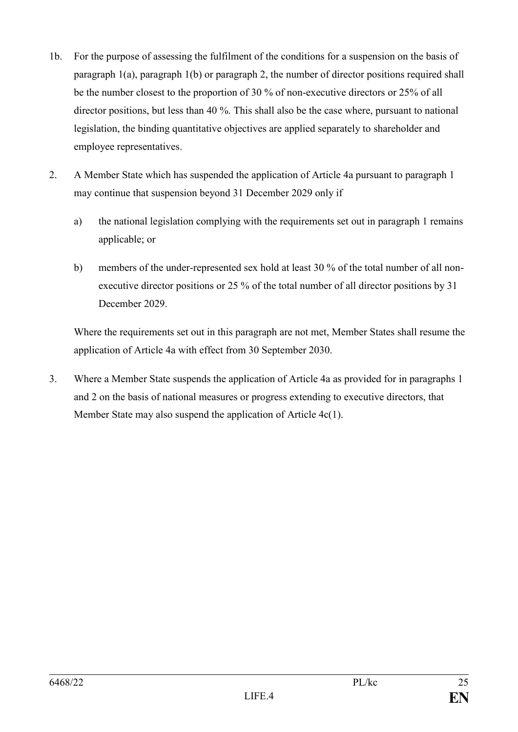1b. For the purpose of assessing the fulfilment of the conditions for a suspension on the basis of paragraph 1(a), paragraph 1(b) or paragraph 2, the number of director positions required shall be the number closest to the proportion of 30 % of non-executive directors or 25% of all director positions, but less than 40 %. This shall also be the case where, pursuant to national legislation, the binding quantitative objectives are applied separately to shareholder and employee representatives.

2. A Member State which has suspended the application of Article 4a pursuant to paragraph 1 may continue that suspension beyond 31 December 2029 only if

   a) the national legislation complying with the requirements set out in paragraph 1 remains applicable; or

   b) members of the under-represented sex hold at least 30 % of the total number of all non-executive director positions or 25 % of the total number of all director positions by 31 December 2029.

   Where the requirements set out in this paragraph are not met, Member States shall resume the application of Article 4a with effect from 30 September 2030.

3. Where a Member State suspends the application of Article 4a as provided for in paragraphs 1 and 2 on the basis of national measures or progress extending to executive directors, that Member State may also suspend the application of Article 4c(1).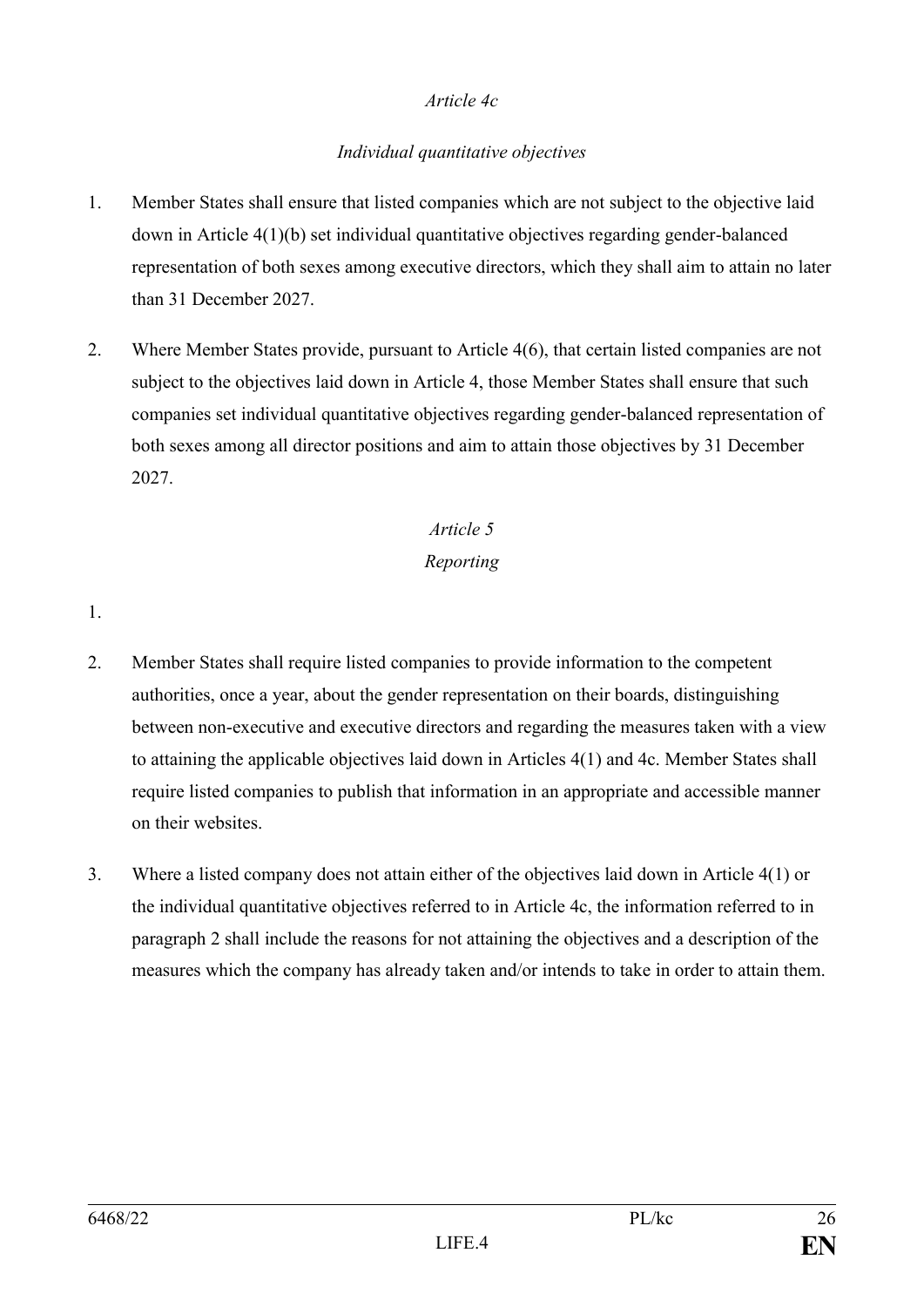*Article 4c*

*Individual quantitative objectives*

1. Member States shall ensure that listed companies which are not subject to the objective laid down in Article 4(1)(b) set individual quantitative objectives regarding gender-balanced representation of both sexes among executive directors, which they shall aim to attain no later than 31 December 2027.

2. Where Member States provide, pursuant to Article 4(6), that certain listed companies are not subject to the objectives laid down in Article 4, those Member States shall ensure that such companies set individual quantitative objectives regarding gender-balanced representation of both sexes among all director positions and aim to attain those objectives by 31 December 2027.

*Article 5*

*Reporting*

1.

2. Member States shall require listed companies to provide information to the competent authorities, once a year, about the gender representation on their boards, distinguishing between non-executive and executive directors and regarding the measures taken with a view to attaining the applicable objectives laid down in Articles 4(1) and 4c. Member States shall require listed companies to publish that information in an appropriate and accessible manner on their websites.

3. Where a listed company does not attain either of the objectives laid down in Article 4(1) or the individual quantitative objectives referred to in Article 4c, the information referred to in paragraph 2 shall include the reasons for not attaining the objectives and a description of the measures which the company has already taken and/or intends to take in order to attain them.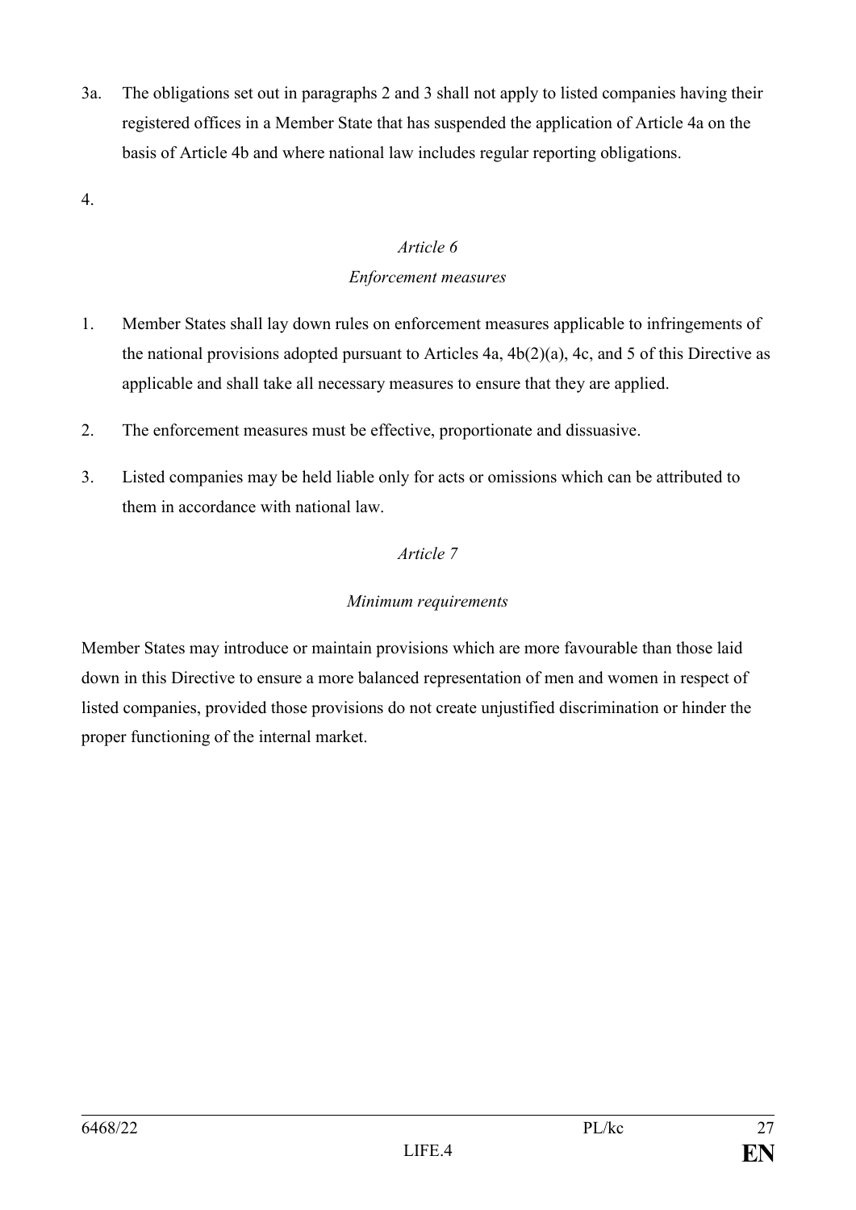3a. The obligations set out in paragraphs 2 and 3 shall not apply to listed companies having their registered offices in a Member State that has suspended the application of Article 4a on the basis of Article 4b and where national law includes regular reporting obligations.

4.

*Article 6*

*Enforcement measures*

1. Member States shall lay down rules on enforcement measures applicable to infringements of the national provisions adopted pursuant to Articles 4a, 4b(2)(a), 4c, and 5 of this Directive as applicable and shall take all necessary measures to ensure that they are applied.

2. The enforcement measures must be effective, proportionate and dissuasive.

3. Listed companies may be held liable only for acts or omissions which can be attributed to them in accordance with national law.

*Article 7*

*Minimum requirements*

Member States may introduce or maintain provisions which are more favourable than those laid down in this Directive to ensure a more balanced representation of men and women in respect of listed companies, provided those provisions do not create unjustified discrimination or hinder the proper functioning of the internal market.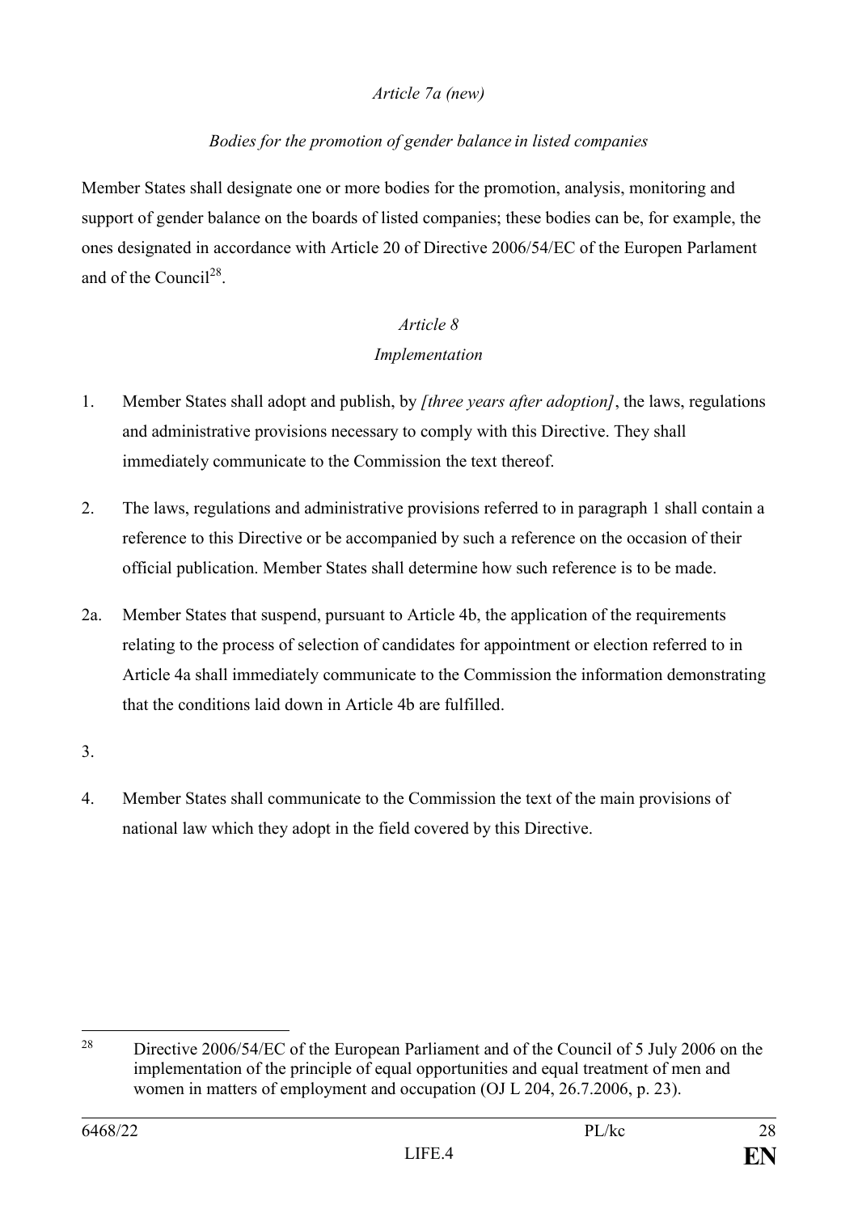*Article 7a (new)*

*Bodies for the promotion of gender balance in listed companies*

Member States shall designate one or more bodies for the promotion, analysis, monitoring and support of gender balance on the boards of listed companies; these bodies can be, for example, the ones designated in accordance with Article 20 of Directive 2006/54/EC of the Europen Parlament and of the Council[28].

*Article 8*

*Implementation*

1. Member States shall adopt and publish, by *[three years after adoption]*, the laws, regulations and administrative provisions necessary to comply with this Directive. They shall immediately communicate to the Commission the text thereof.

2. The laws, regulations and administrative provisions referred to in paragraph 1 shall contain a reference to this Directive or be accompanied by such a reference on the occasion of their official publication. Member States shall determine how such reference is to be made.

2a. Member States that suspend, pursuant to Article 4b, the application of the requirements relating to the process of selection of candidates for appointment or election referred to in Article 4a shall immediately communicate to the Commission the information demonstrating that the conditions laid down in Article 4b are fulfilled.

3.

4. Member States shall communicate to the Commission the text of the main provisions of national law which they adopt in the field covered by this Directive.

---

[28] Directive 2006/54/EC of the European Parliament and of the Council of 5 July 2006 on the implementation of the principle of equal opportunities and equal treatment of men and women in matters of employment and occupation (OJ L 204, 26.7.2006, p. 23).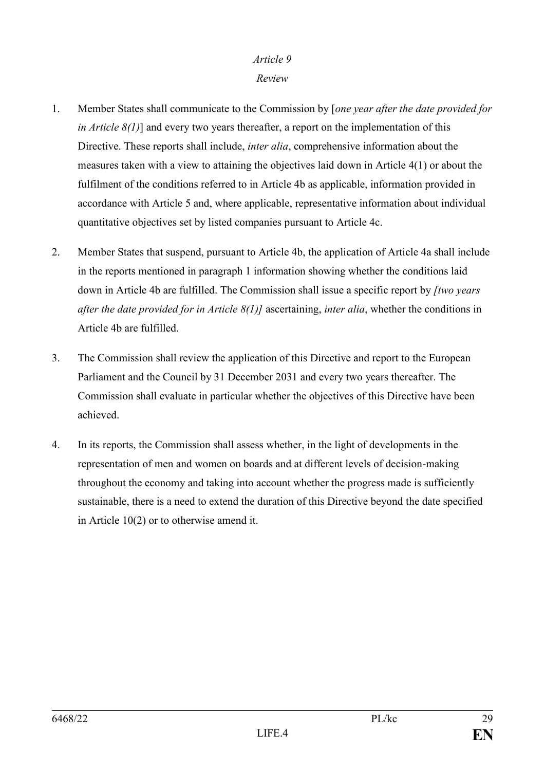*Article 9*

*Review*

1. Member States shall communicate to the Commission by [*one year after the date provided for in Article 8(1)*] and every two years thereafter, a report on the implementation of this Directive. These reports shall include, *inter alia*, comprehensive information about the measures taken with a view to attaining the objectives laid down in Article 4(1) or about the fulfilment of the conditions referred to in Article 4b as applicable, information provided in accordance with Article 5 and, where applicable, representative information about individual quantitative objectives set by listed companies pursuant to Article 4c.

2. Member States that suspend, pursuant to Article 4b, the application of Article 4a shall include in the reports mentioned in paragraph 1 information showing whether the conditions laid down in Article 4b are fulfilled. The Commission shall issue a specific report by *[two years after the date provided for in Article 8(1)]* ascertaining, *inter alia*, whether the conditions in Article 4b are fulfilled.

3. The Commission shall review the application of this Directive and report to the European Parliament and the Council by 31 December 2031 and every two years thereafter. The Commission shall evaluate in particular whether the objectives of this Directive have been achieved.

4. In its reports, the Commission shall assess whether, in the light of developments in the representation of men and women on boards and at different levels of decision-making throughout the economy and taking into account whether the progress made is sufficiently sustainable, there is a need to extend the duration of this Directive beyond the date specified in Article 10(2) or to otherwise amend it.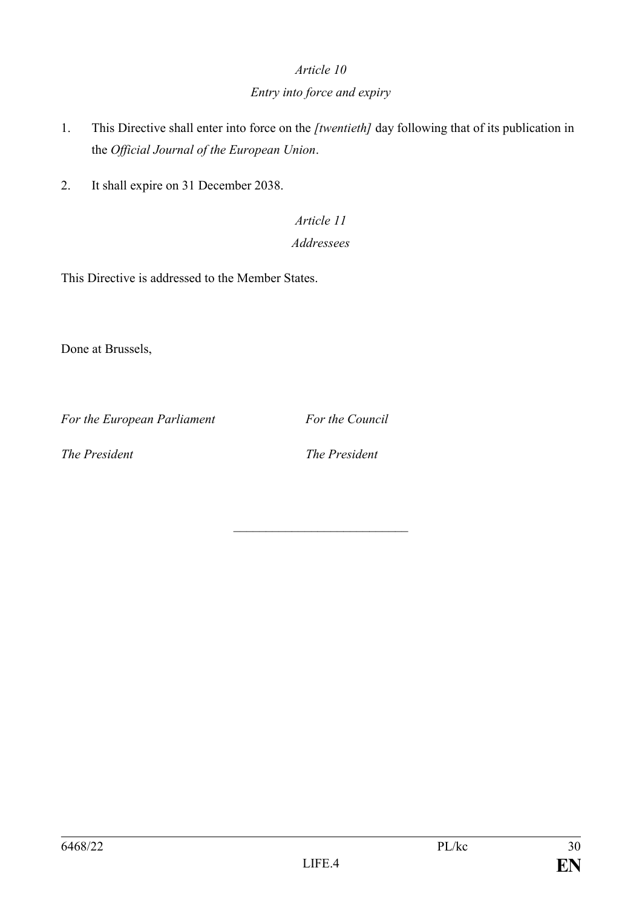*Article 10*

*Entry into force and expiry*

1. This Directive shall enter into force on the *[twentieth]* day following that of its publication in the *Official Journal of the European Union*.

2. It shall expire on 31 December 2038.

*Article 11*

*Addressees*

This Directive is addressed to the Member States.

Done at Brussels,

*For the European Parliament* *For the Council*

*The President* *The President*

---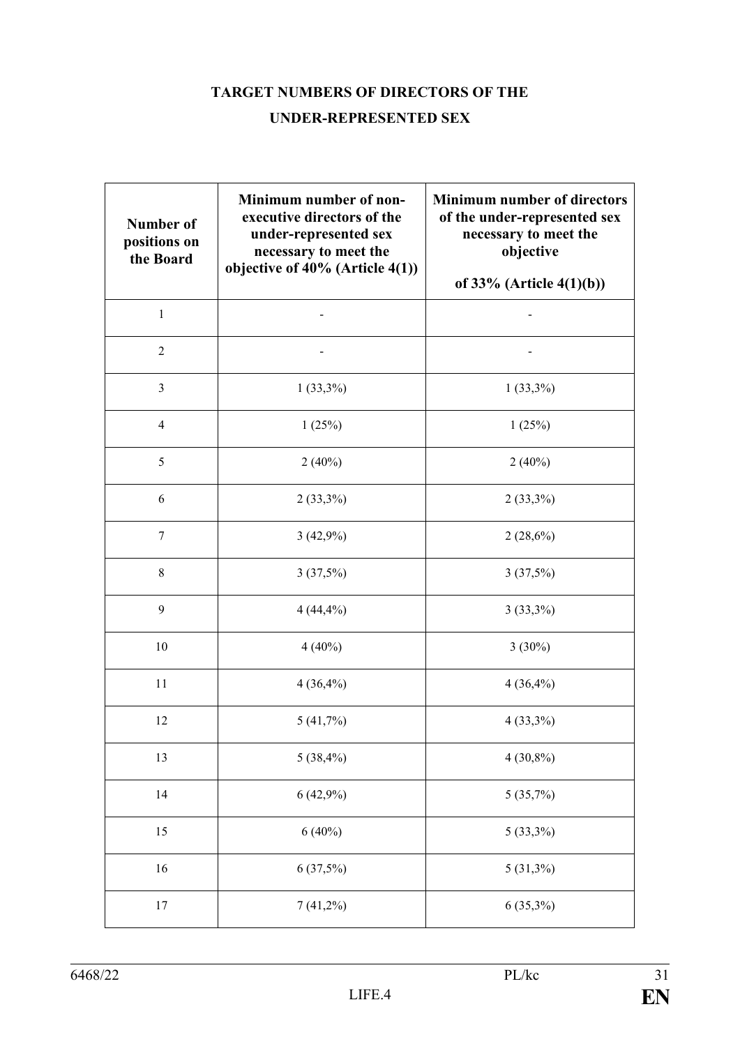# TARGET NUMBERS OF DIRECTORS OF THE UNDER-REPRESENTED SEX

| Number of positions on the Board | Minimum number of non-executive directors of the under-represented sex necessary to meet the objective of 40% (Article 4(1)) | Minimum number of directors of the under-represented sex necessary to meet the objective of 33% (Article 4(1)(b)) |
|---|---|---|
| 1 | - | - |
| 2 | - | - |
| 3 | 1 (33,3%) | 1 (33,3%) |
| 4 | 1 (25%) | 1 (25%) |
| 5 | 2 (40%) | 2 (40%) |
| 6 | 2 (33,3%) | 2 (33,3%) |
| 7 | 3 (42,9%) | 2 (28,6%) |
| 8 | 3 (37,5%) | 3 (37,5%) |
| 9 | 4 (44,4%) | 3 (33,3%) |
| 10 | 4 (40%) | 3 (30%) |
| 11 | 4 (36,4%) | 4 (36,4%) |
| 12 | 5 (41,7%) | 4 (33,3%) |
| 13 | 5 (38,4%) | 4 (30,8%) |
| 14 | 6 (42,9%) | 5 (35,7%) |
| 15 | 6 (40%) | 5 (33,3%) |
| 16 | 6 (37,5%) | 5 (31,3%) |
| 17 | 7 (41,2%) | 6 (35,3%) |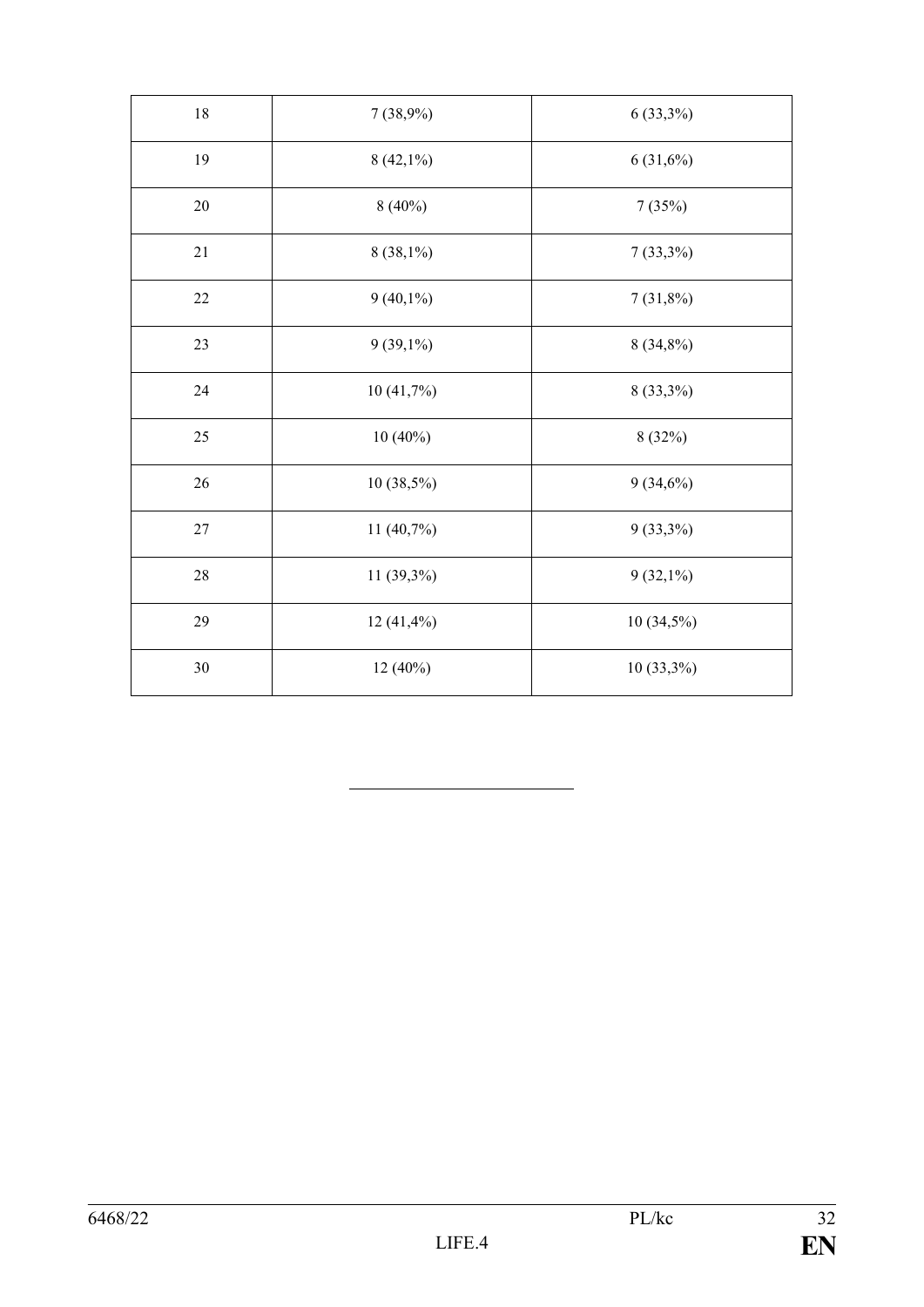| | | |
|---|---|---|
| 18 | 7 (38,9%) | 6 (33,3%) |
| 19 | 8 (42,1%) | 6 (31,6%) |
| 20 | 8 (40%) | 7 (35%) |
| 21 | 8 (38,1%) | 7 (33,3%) |
| 22 | 9 (40,1%) | 7 (31,8%) |
| 23 | 9 (39,1%) | 8 (34,8%) |
| 24 | 10 (41,7%) | 8 (33,3%) |
| 25 | 10 (40%) | 8 (32%) |
| 26 | 10 (38,5%) | 9 (34,6%) |
| 27 | 11 (40,7%) | 9 (33,3%) |
| 28 | 11 (39,3%) | 9 (32,1%) |
| 29 | 12 (41,4%) | 10 (34,5%) |
| 30 | 12 (40%) | 10 (33,3%) |